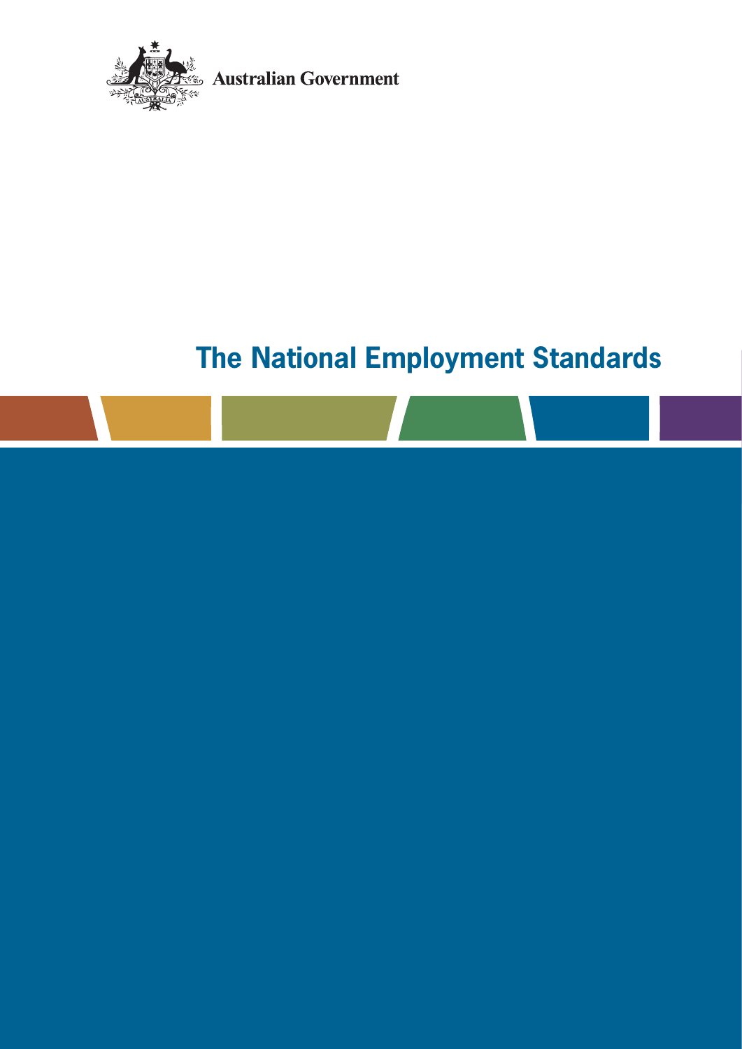Australian Government

# The National Employment Standards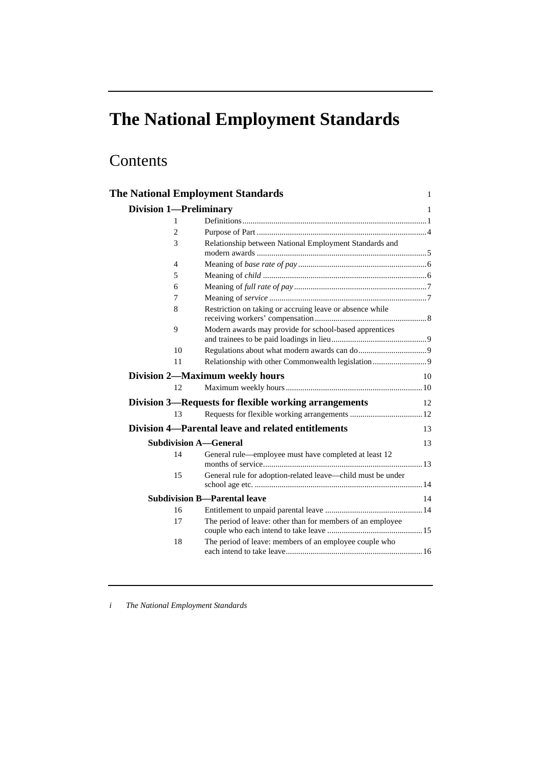# The National Employment Standards

## Contents

**The National Employment Standards** 1

**Division 1—Preliminary** 1

| | | |
|---|---|---|
| 1 | Definitions | 1 |
| 2 | Purpose of Part | 4 |
| 3 | Relationship between National Employment Standards and modern awards | 5 |
| 4 | Meaning of *base rate of pay* | 6 |
| 5 | Meaning of *child* | 6 |
| 6 | Meaning of *full rate of pay* | 7 |
| 7 | Meaning of *service* | 7 |
| 8 | Restriction on taking or accruing leave or absence while receiving workers' compensation | 8 |
| 9 | Modern awards may provide for school-based apprentices and trainees to be paid loadings in lieu | 9 |
| 10 | Regulations about what modern awards can do | 9 |
| 11 | Relationship with other Commonwealth legislation | 9 |

**Division 2—Maximum weekly hours** 10

| | | |
|---|---|---|
| 12 | Maximum weekly hours | 10 |

**Division 3—Requests for flexible working arrangements** 12

| | | |
|---|---|---|
| 13 | Requests for flexible working arrangements | 12 |

**Division 4—Parental leave and related entitlements** 13

**Subdivision A—General** 13

| | | |
|---|---|---|
| 14 | General rule—employee must have completed at least 12 months of service | 13 |
| 15 | General rule for adoption-related leave—child must be under school age etc. | 14 |

**Subdivision B—Parental leave** 14

| | | |
|---|---|---|
| 16 | Entitlement to unpaid parental leave | 14 |
| 17 | The period of leave: other than for members of an employee couple who each intend to take leave | 15 |
| 18 | The period of leave: members of an employee couple who each intend to take leave | 16 |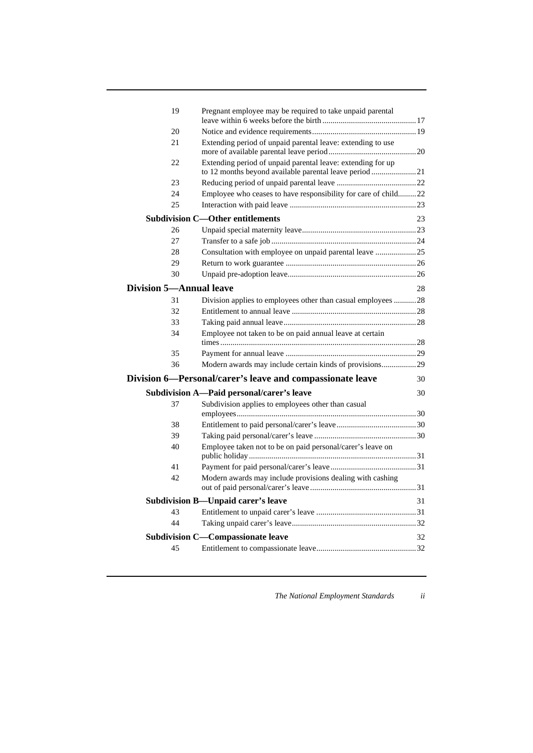| | | |
|---|---|---|
| 19 | Pregnant employee may be required to take unpaid parental leave within 6 weeks before the birth | 17 |
| 20 | Notice and evidence requirements | 19 |
| 21 | Extending period of unpaid parental leave: extending to use more of available parental leave period | 20 |
| 22 | Extending period of unpaid parental leave: extending for up to 12 months beyond available parental leave period | 21 |
| 23 | Reducing period of unpaid parental leave | 22 |
| 24 | Employee who ceases to have responsibility for care of child | 22 |
| 25 | Interaction with paid leave | 23 |

**Subdivision C—Other entitlements** 23

| | | |
|---|---|---|
| 26 | Unpaid special maternity leave | 23 |
| 27 | Transfer to a safe job | 24 |
| 28 | Consultation with employee on unpaid parental leave | 25 |
| 29 | Return to work guarantee | 26 |
| 30 | Unpaid pre-adoption leave | 26 |

**Division 5—Annual leave** 28

| | | |
|---|---|---|
| 31 | Division applies to employees other than casual employees | 28 |
| 32 | Entitlement to annual leave | 28 |
| 33 | Taking paid annual leave | 28 |
| 34 | Employee not taken to be on paid annual leave at certain times | 28 |
| 35 | Payment for annual leave | 29 |
| 36 | Modern awards may include certain kinds of provisions | 29 |

**Division 6—Personal/carer's leave and compassionate leave** 30

**Subdivision A—Paid personal/carer's leave** 30

| | | |
|---|---|---|
| 37 | Subdivision applies to employees other than casual employees | 30 |
| 38 | Entitlement to paid personal/carer's leave | 30 |
| 39 | Taking paid personal/carer's leave | 30 |
| 40 | Employee taken not to be on paid personal/carer's leave on public holiday | 31 |
| 41 | Payment for paid personal/carer's leave | 31 |
| 42 | Modern awards may include provisions dealing with cashing out of paid personal/carer's leave | 31 |

**Subdivision B—Unpaid carer's leave** 31

| | | |
|---|---|---|
| 43 | Entitlement to unpaid carer's leave | 31 |
| 44 | Taking unpaid carer's leave | 32 |

**Subdivision C—Compassionate leave** 32

| | | |
|---|---|---|
| 45 | Entitlement to compassionate leave | 32 |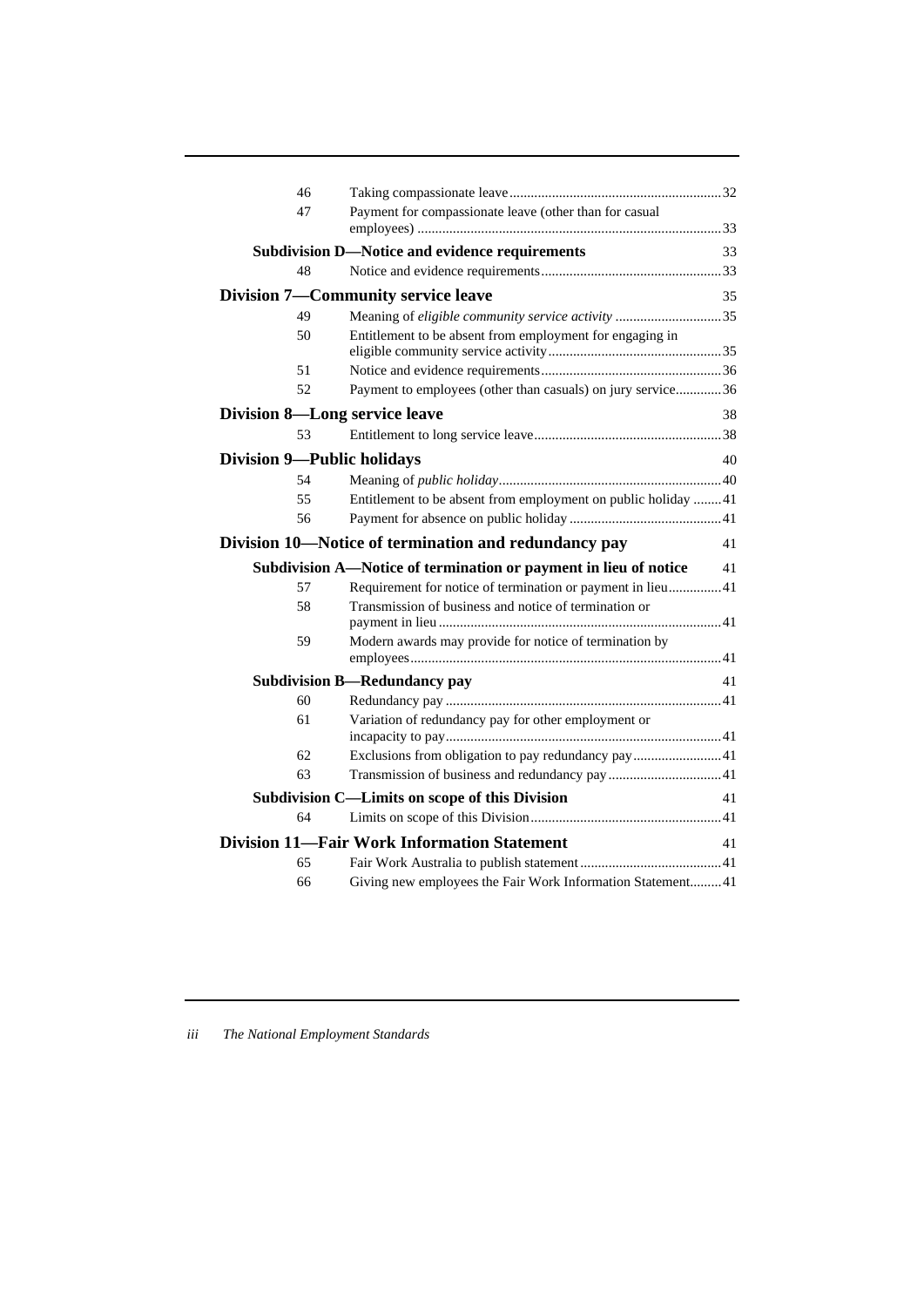| | | |
|---|---|---|
| 46 | Taking compassionate leave | 32 |
| 47 | Payment for compassionate leave (other than for casual employees) | 33 |
| **Subdivision D—Notice and evidence requirements** | | 33 |
| 48 | Notice and evidence requirements | 33 |
| **Division 7—Community service leave** | | 35 |
| 49 | Meaning of *eligible community service activity* | 35 |
| 50 | Entitlement to be absent from employment for engaging in eligible community service activity | 35 |
| 51 | Notice and evidence requirements | 36 |
| 52 | Payment to employees (other than casuals) on jury service | 36 |
| **Division 8—Long service leave** | | 38 |
| 53 | Entitlement to long service leave | 38 |
| **Division 9—Public holidays** | | 40 |
| 54 | Meaning of *public holiday* | 40 |
| 55 | Entitlement to be absent from employment on public holiday | 41 |
| 56 | Payment for absence on public holiday | 41 |
| **Division 10—Notice of termination and redundancy pay** | | 41 |
| **Subdivision A—Notice of termination or payment in lieu of notice** | | 41 |
| 57 | Requirement for notice of termination or payment in lieu | 41 |
| 58 | Transmission of business and notice of termination or payment in lieu | 41 |
| 59 | Modern awards may provide for notice of termination by employees | 41 |
| **Subdivision B—Redundancy pay** | | 41 |
| 60 | Redundancy pay | 41 |
| 61 | Variation of redundancy pay for other employment or incapacity to pay | 41 |
| 62 | Exclusions from obligation to pay redundancy pay | 41 |
| 63 | Transmission of business and redundancy pay | 41 |
| **Subdivision C—Limits on scope of this Division** | | 41 |
| 64 | Limits on scope of this Division | 41 |
| **Division 11—Fair Work Information Statement** | | 41 |
| 65 | Fair Work Australia to publish statement | 41 |
| 66 | Giving new employees the Fair Work Information Statement | 41 |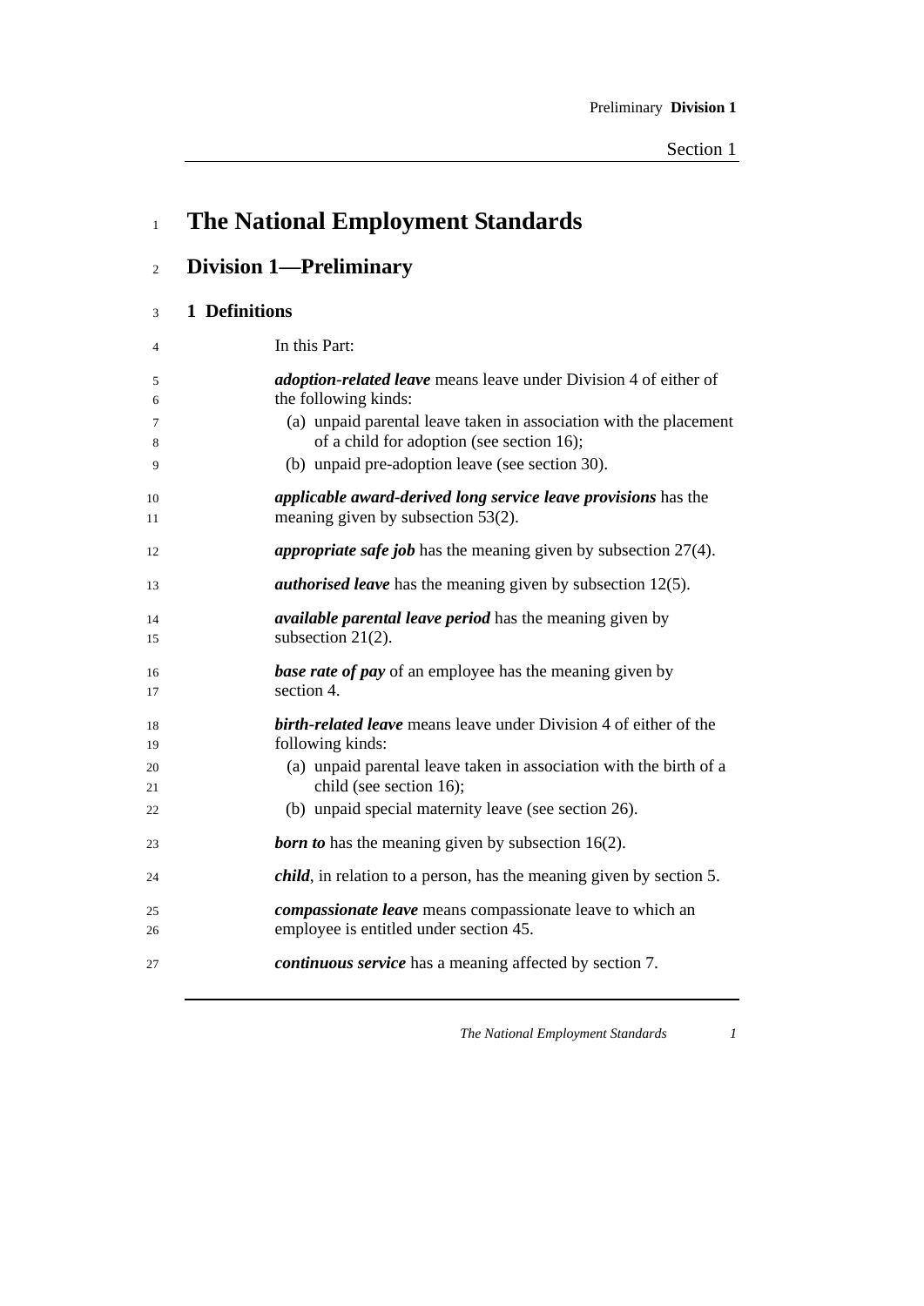# The National Employment Standards

## Division 1—Preliminary

### 1 Definitions

In this Part:

***adoption-related leave*** means leave under Division 4 of either of the following kinds:

(a) unpaid parental leave taken in association with the placement of a child for adoption (see section 16);

(b) unpaid pre-adoption leave (see section 30).

***applicable award-derived long service leave provisions*** has the meaning given by subsection 53(2).

***appropriate safe job*** has the meaning given by subsection 27(4).

***authorised leave*** has the meaning given by subsection 12(5).

***available parental leave period*** has the meaning given by subsection 21(2).

***base rate of pay*** of an employee has the meaning given by section 4.

***birth-related leave*** means leave under Division 4 of either of the following kinds:

(a) unpaid parental leave taken in association with the birth of a child (see section 16);

(b) unpaid special maternity leave (see section 26).

***born to*** has the meaning given by subsection 16(2).

***child***, in relation to a person, has the meaning given by section 5.

***compassionate leave*** means compassionate leave to which an employee is entitled under section 45.

***continuous service*** has a meaning affected by section 7.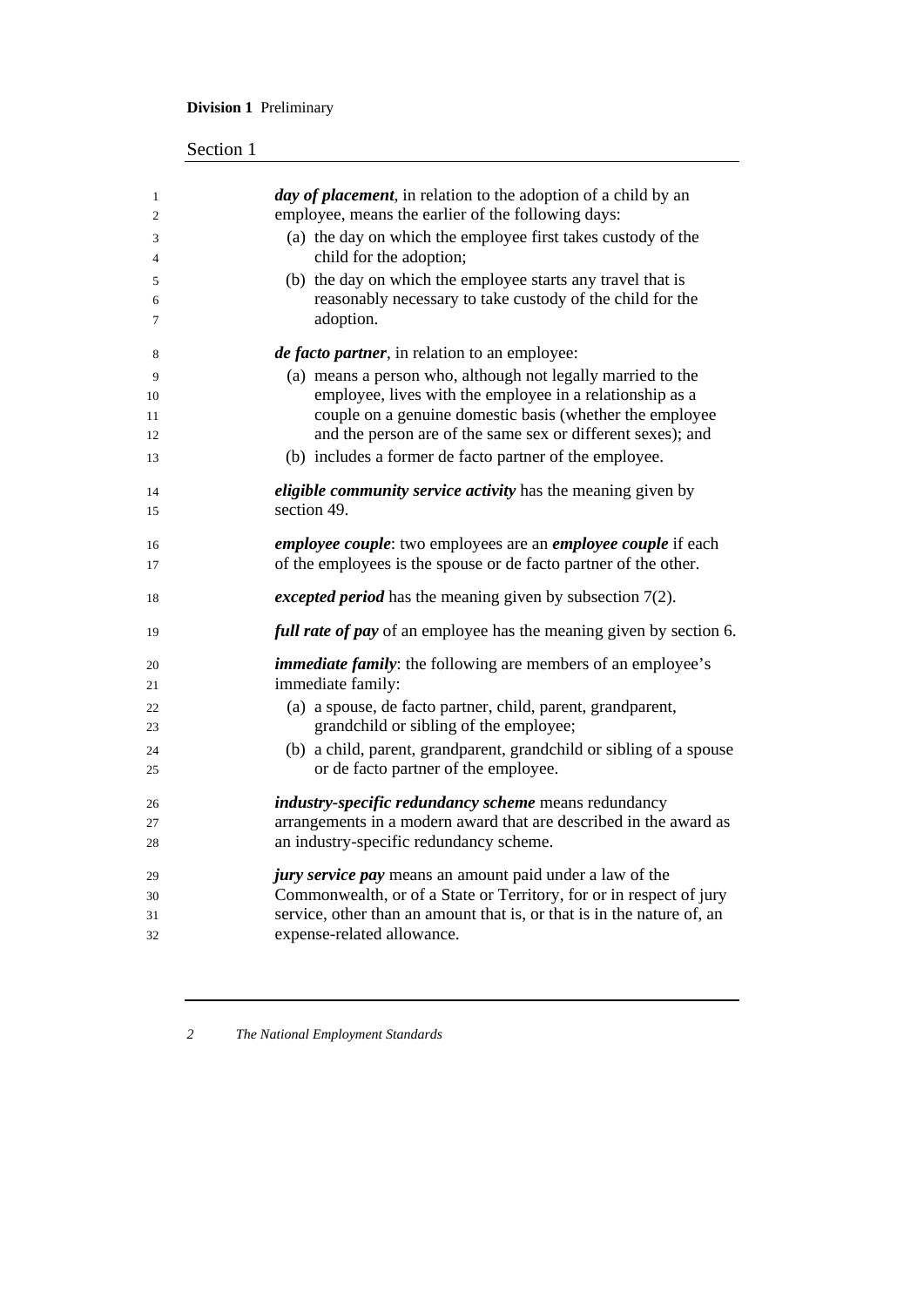***day of placement***, in relation to the adoption of a child by an employee, means the earlier of the following days:

(a) the day on which the employee first takes custody of the child for the adoption;

(b) the day on which the employee starts any travel that is reasonably necessary to take custody of the child for the adoption.

***de facto partner***, in relation to an employee:

(a) means a person who, although not legally married to the employee, lives with the employee in a relationship as a couple on a genuine domestic basis (whether the employee and the person are of the same sex or different sexes); and

(b) includes a former de facto partner of the employee.

***eligible community service activity*** has the meaning given by section 49.

***employee couple***: two employees are an ***employee couple*** if each of the employees is the spouse or de facto partner of the other.

***excepted period*** has the meaning given by subsection 7(2).

***full rate of pay*** of an employee has the meaning given by section 6.

***immediate family***: the following are members of an employee's immediate family:

(a) a spouse, de facto partner, child, parent, grandparent, grandchild or sibling of the employee;

(b) a child, parent, grandparent, grandchild or sibling of a spouse or de facto partner of the employee.

***industry-specific redundancy scheme*** means redundancy arrangements in a modern award that are described in the award as an industry-specific redundancy scheme.

***jury service pay*** means an amount paid under a law of the Commonwealth, or of a State or Territory, for or in respect of jury service, other than an amount that is, or that is in the nature of, an expense-related allowance.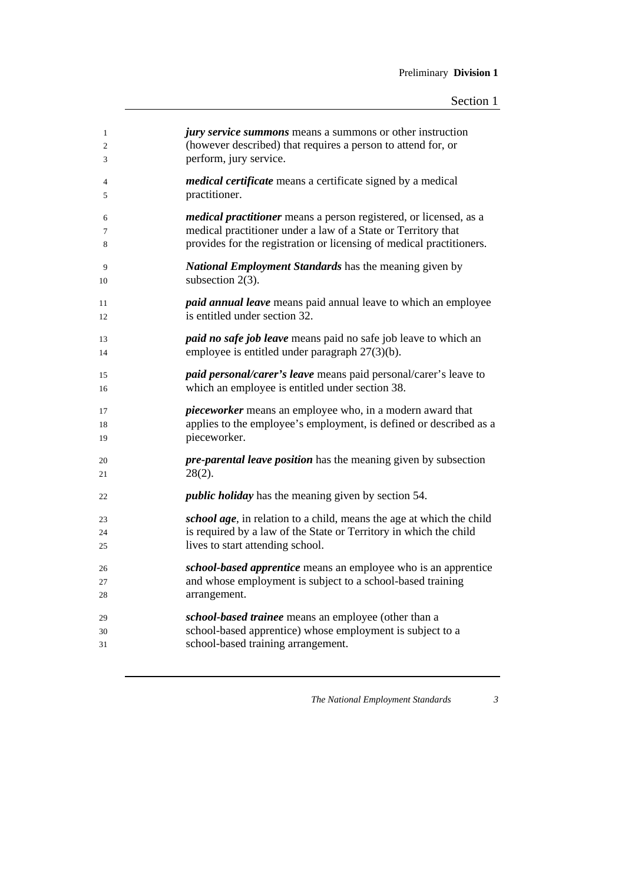***jury service summons*** means a summons or other instruction (however described) that requires a person to attend for, or perform, jury service.

***medical certificate*** means a certificate signed by a medical practitioner.

***medical practitioner*** means a person registered, or licensed, as a medical practitioner under a law of a State or Territory that provides for the registration or licensing of medical practitioners.

***National Employment Standards*** has the meaning given by subsection 2(3).

***paid annual leave*** means paid annual leave to which an employee is entitled under section 32.

***paid no safe job leave*** means paid no safe job leave to which an employee is entitled under paragraph 27(3)(b).

***paid personal/carer's leave*** means paid personal/carer's leave to which an employee is entitled under section 38.

***pieceworker*** means an employee who, in a modern award that applies to the employee's employment, is defined or described as a pieceworker.

***pre-parental leave position*** has the meaning given by subsection 28(2).

***public holiday*** has the meaning given by section 54.

***school age***, in relation to a child, means the age at which the child is required by a law of the State or Territory in which the child lives to start attending school.

***school-based apprentice*** means an employee who is an apprentice and whose employment is subject to a school-based training arrangement.

***school-based trainee*** means an employee (other than a school-based apprentice) whose employment is subject to a school-based training arrangement.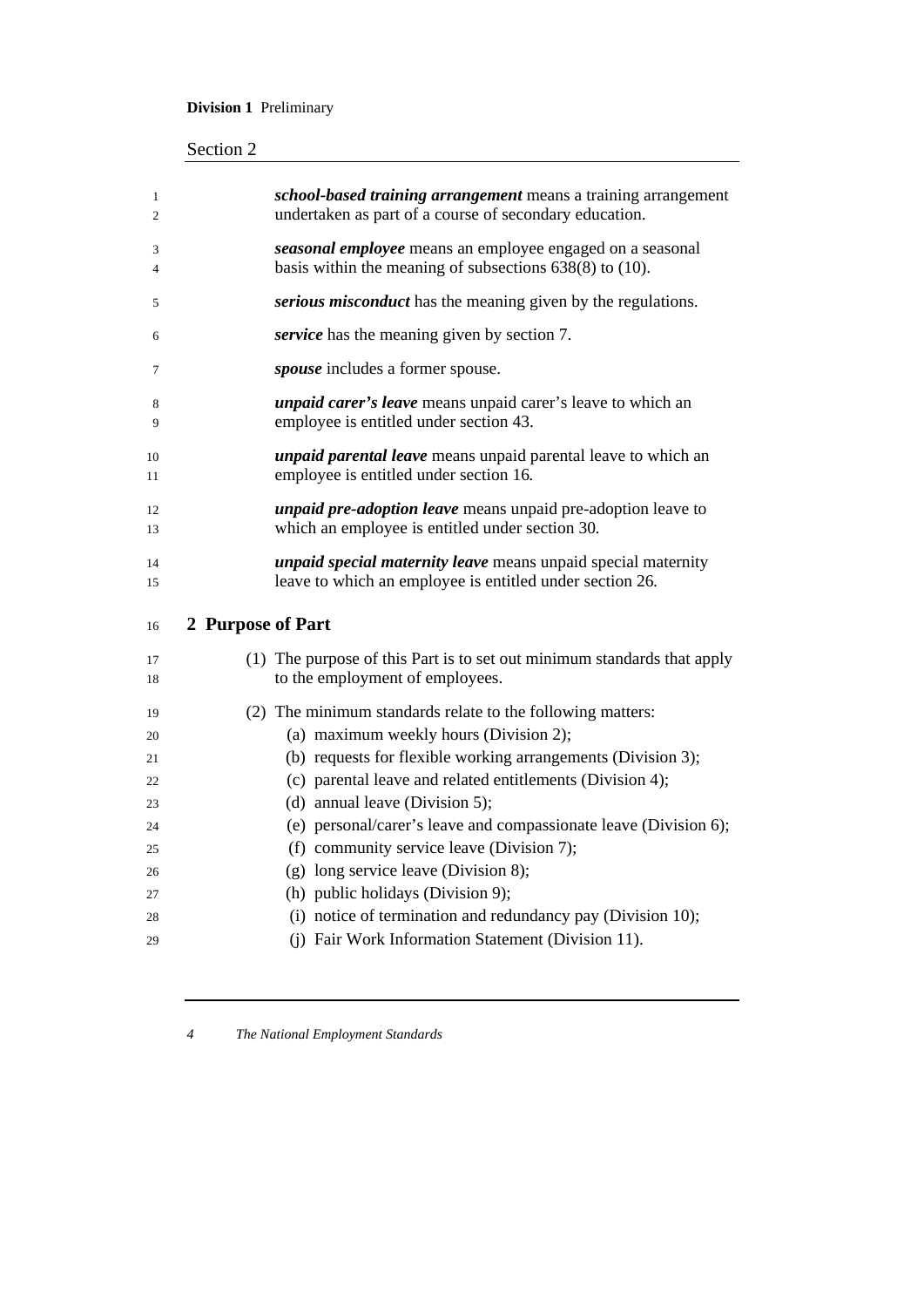***school-based training arrangement*** means a training arrangement undertaken as part of a course of secondary education.

***seasonal employee*** means an employee engaged on a seasonal basis within the meaning of subsections 638(8) to (10).

***serious misconduct*** has the meaning given by the regulations.

***service*** has the meaning given by section 7.

***spouse*** includes a former spouse.

***unpaid carer's leave*** means unpaid carer's leave to which an employee is entitled under section 43.

***unpaid parental leave*** means unpaid parental leave to which an employee is entitled under section 16.

***unpaid pre-adoption leave*** means unpaid pre-adoption leave to which an employee is entitled under section 30.

***unpaid special maternity leave*** means unpaid special maternity leave to which an employee is entitled under section 26.

## 2 Purpose of Part

(1) The purpose of this Part is to set out minimum standards that apply to the employment of employees.

(2) The minimum standards relate to the following matters:

- (a) maximum weekly hours (Division 2);
- (b) requests for flexible working arrangements (Division 3);
- (c) parental leave and related entitlements (Division 4);
- (d) annual leave (Division 5);
- (e) personal/carer's leave and compassionate leave (Division 6);
- (f) community service leave (Division 7);
- (g) long service leave (Division 8);
- (h) public holidays (Division 9);
- (i) notice of termination and redundancy pay (Division 10);
- (j) Fair Work Information Statement (Division 11).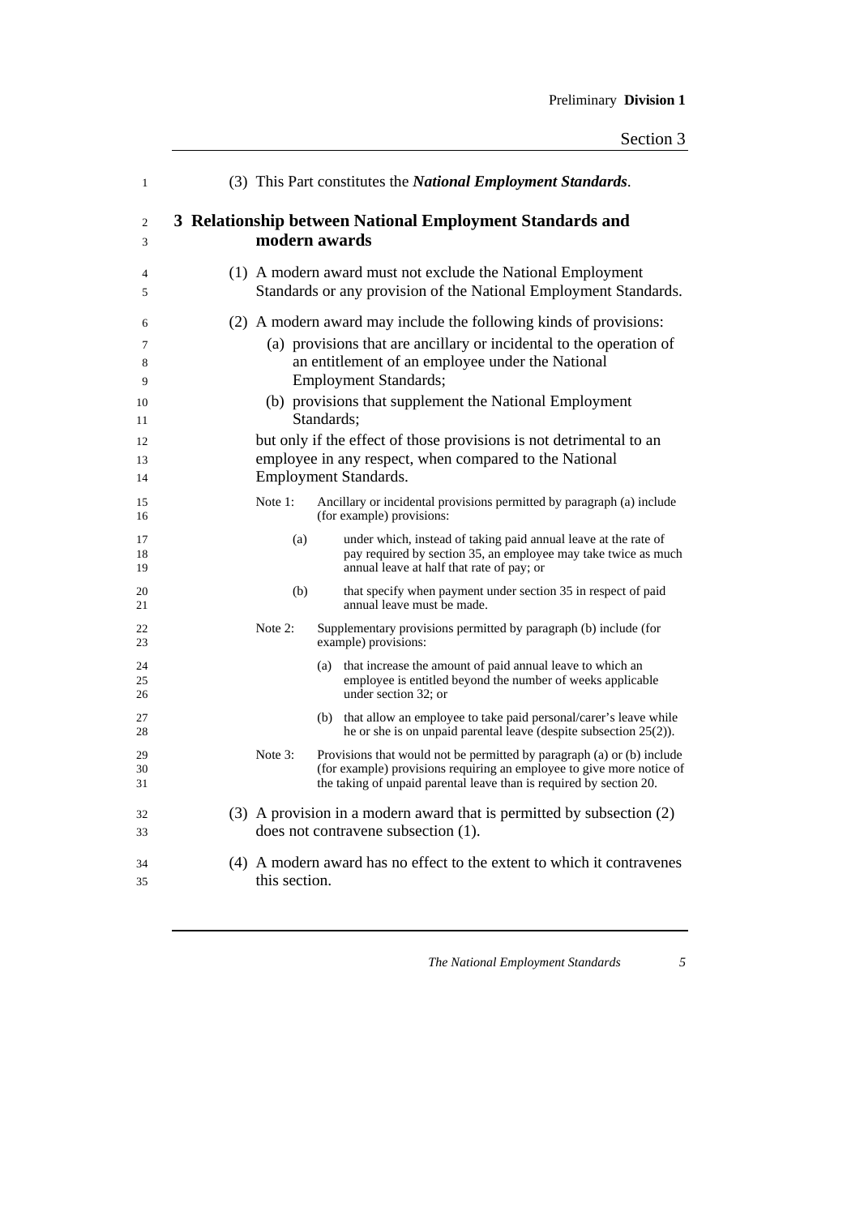(3) This Part constitutes the ***National Employment Standards***.

## 3 Relationship between National Employment Standards and modern awards

(1) A modern award must not exclude the National Employment Standards or any provision of the National Employment Standards.

(2) A modern award may include the following kinds of provisions:

(a) provisions that are ancillary or incidental to the operation of an entitlement of an employee under the National Employment Standards;

(b) provisions that supplement the National Employment Standards;

but only if the effect of those provisions is not detrimental to an employee in any respect, when compared to the National Employment Standards.

Note 1: Ancillary or incidental provisions permitted by paragraph (a) include (for example) provisions:

(a) under which, instead of taking paid annual leave at the rate of pay required by section 35, an employee may take twice as much annual leave at half that rate of pay; or

(b) that specify when payment under section 35 in respect of paid annual leave must be made.

Note 2: Supplementary provisions permitted by paragraph (b) include (for example) provisions:

(a) that increase the amount of paid annual leave to which an employee is entitled beyond the number of weeks applicable under section 32; or

(b) that allow an employee to take paid personal/carer's leave while he or she is on unpaid parental leave (despite subsection 25(2)).

Note 3: Provisions that would not be permitted by paragraph (a) or (b) include (for example) provisions requiring an employee to give more notice of the taking of unpaid parental leave than is required by section 20.

(3) A provision in a modern award that is permitted by subsection (2) does not contravene subsection (1).

(4) A modern award has no effect to the extent to which it contravenes this section.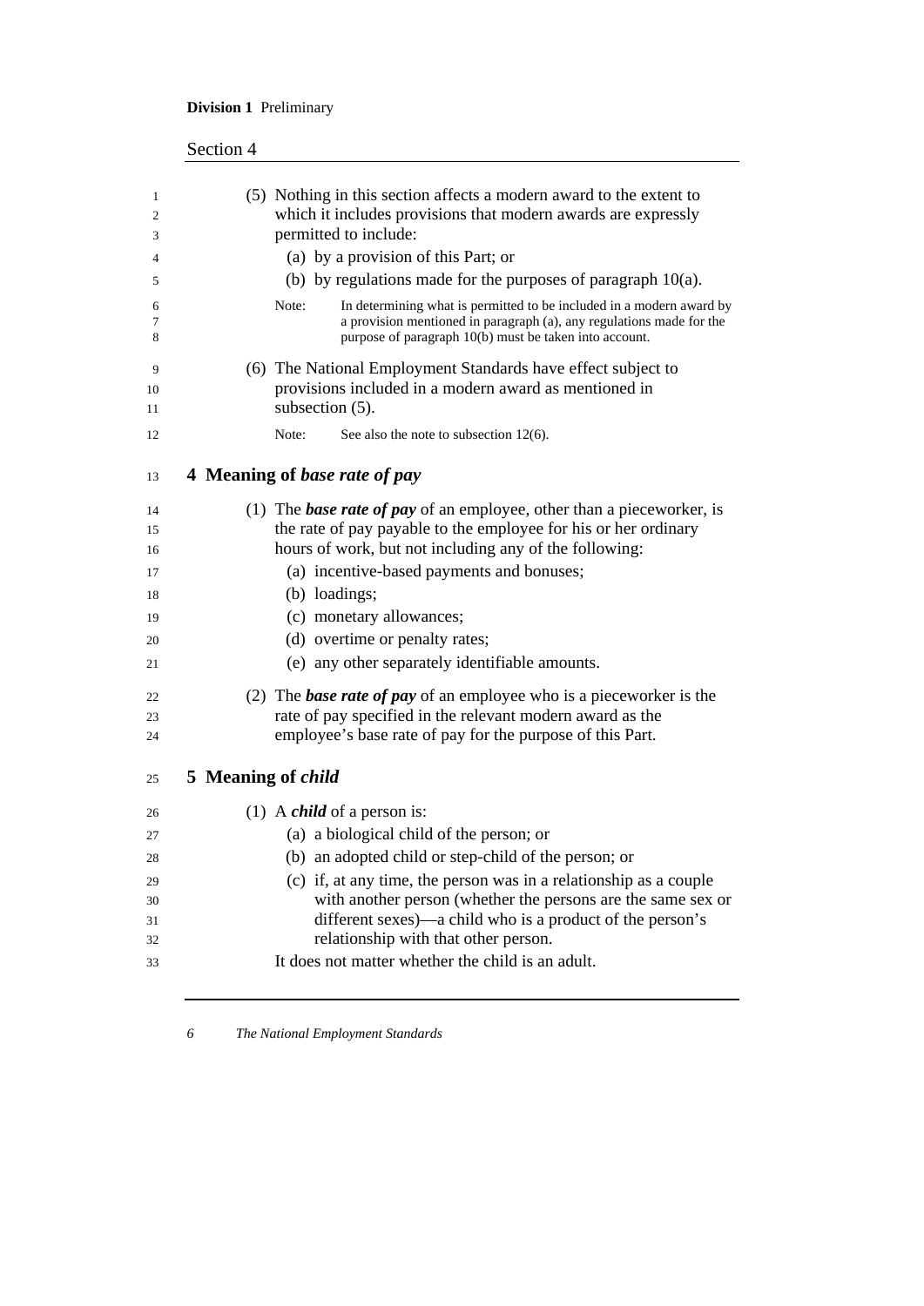(5) Nothing in this section affects a modern award to the extent to which it includes provisions that modern awards are expressly permitted to include:

(a) by a provision of this Part; or

(b) by regulations made for the purposes of paragraph 10(a).

Note: In determining what is permitted to be included in a modern award by a provision mentioned in paragraph (a), any regulations made for the purpose of paragraph 10(b) must be taken into account.

(6) The National Employment Standards have effect subject to provisions included in a modern award as mentioned in subsection (5).

Note: See also the note to subsection 12(6).

## 4 Meaning of *base rate of pay*

(1) The ***base rate of pay*** of an employee, other than a pieceworker, is the rate of pay payable to the employee for his or her ordinary hours of work, but not including any of the following:

(a) incentive-based payments and bonuses;

(b) loadings;

(c) monetary allowances;

(d) overtime or penalty rates;

(e) any other separately identifiable amounts.

(2) The ***base rate of pay*** of an employee who is a pieceworker is the rate of pay specified in the relevant modern award as the employee's base rate of pay for the purpose of this Part.

## 5 Meaning of *child*

(1) A ***child*** of a person is:

(a) a biological child of the person; or

(b) an adopted child or step-child of the person; or

(c) if, at any time, the person was in a relationship as a couple with another person (whether the persons are the same sex or different sexes)—a child who is a product of the person's relationship with that other person.

It does not matter whether the child is an adult.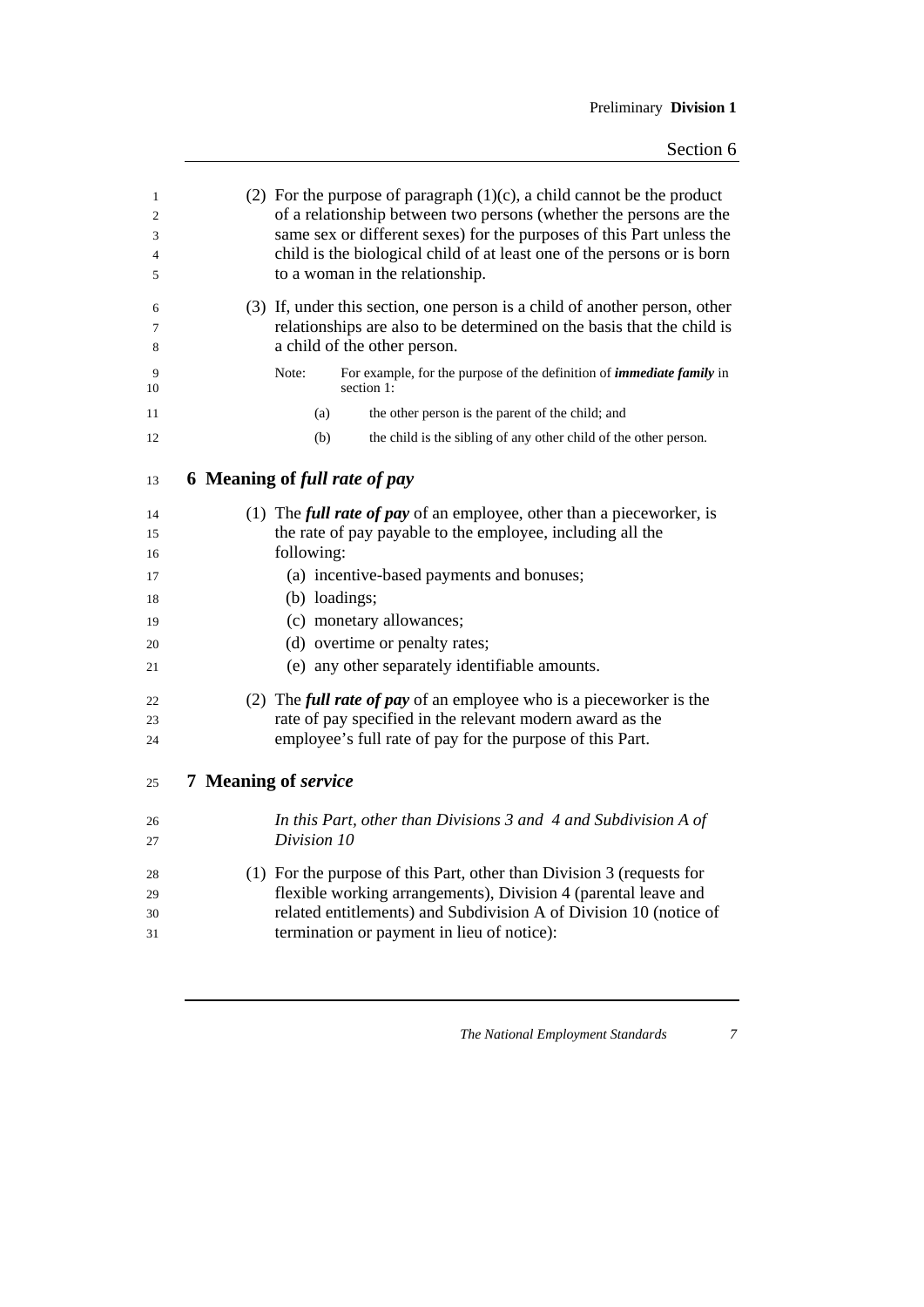(2) For the purpose of paragraph (1)(c), a child cannot be the product of a relationship between two persons (whether the persons are the same sex or different sexes) for the purposes of this Part unless the child is the biological child of at least one of the persons or is born to a woman in the relationship.

(3) If, under this section, one person is a child of another person, other relationships are also to be determined on the basis that the child is a child of the other person.

Note: For example, for the purpose of the definition of ***immediate family*** in section 1:

(a) the other person is the parent of the child; and

(b) the child is the sibling of any other child of the other person.

## 6 Meaning of *full rate of pay*

(1) The ***full rate of pay*** of an employee, other than a pieceworker, is the rate of pay payable to the employee, including all the following:

- (a) incentive-based payments and bonuses;
- (b) loadings;
- (c) monetary allowances;
- (d) overtime or penalty rates;
- (e) any other separately identifiable amounts.

(2) The ***full rate of pay*** of an employee who is a pieceworker is the rate of pay specified in the relevant modern award as the employee's full rate of pay for the purpose of this Part.

## 7 Meaning of *service*

*In this Part, other than Divisions 3 and 4 and Subdivision A of Division 10*

(1) For the purpose of this Part, other than Division 3 (requests for flexible working arrangements), Division 4 (parental leave and related entitlements) and Subdivision A of Division 10 (notice of termination or payment in lieu of notice):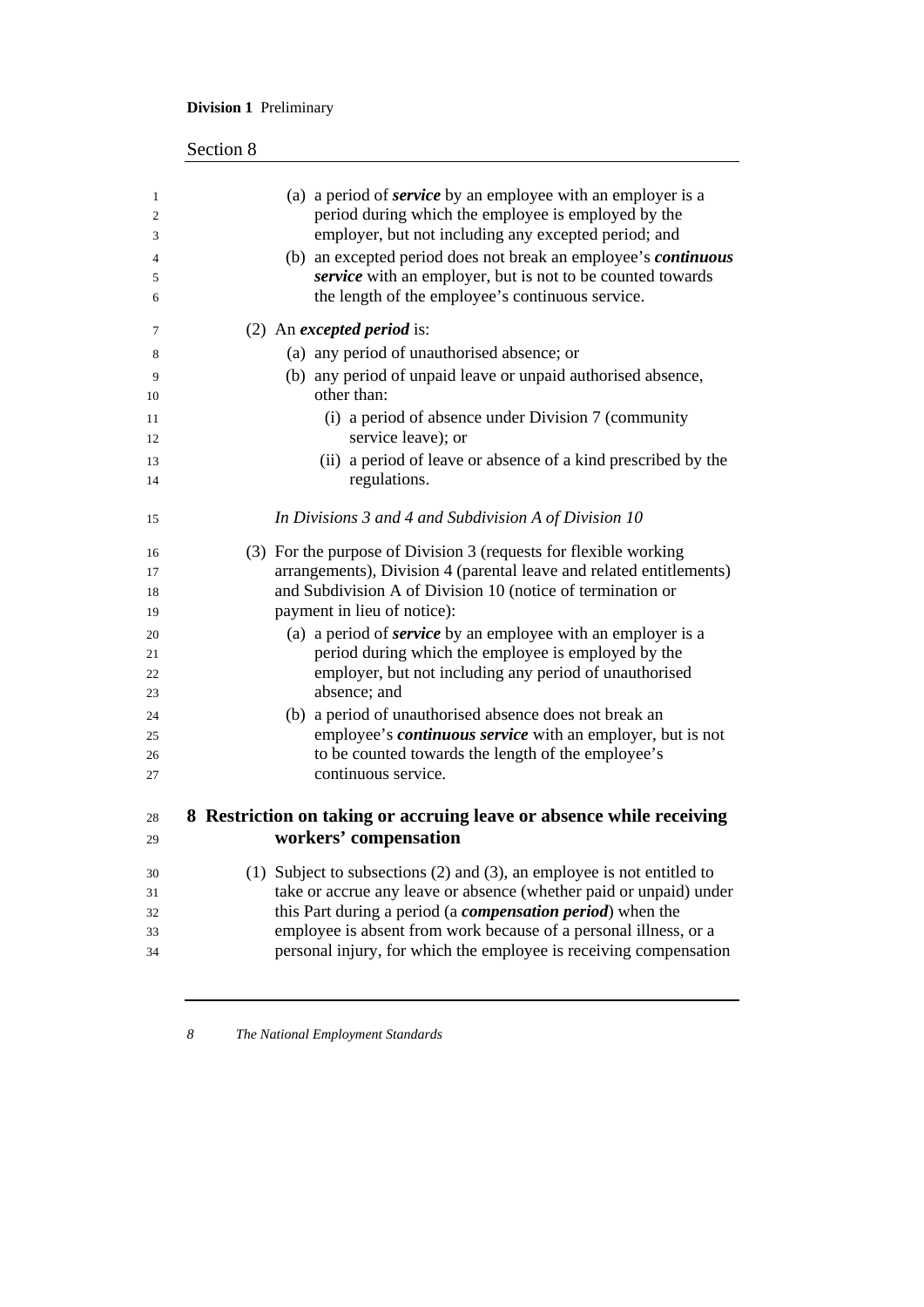(a) a period of ***service*** by an employee with an employer is a period during which the employee is employed by the employer, but not including any excepted period; and

(b) an excepted period does not break an employee's ***continuous service*** with an employer, but is not to be counted towards the length of the employee's continuous service.

(2) An ***excepted period*** is:

(a) any period of unauthorised absence; or

(b) any period of unpaid leave or unpaid authorised absence, other than:

(i) a period of absence under Division 7 (community service leave); or

(ii) a period of leave or absence of a kind prescribed by the regulations.

*In Divisions 3 and 4 and Subdivision A of Division 10*

(3) For the purpose of Division 3 (requests for flexible working arrangements), Division 4 (parental leave and related entitlements) and Subdivision A of Division 10 (notice of termination or payment in lieu of notice):

(a) a period of ***service*** by an employee with an employer is a period during which the employee is employed by the employer, but not including any period of unauthorised absence; and

(b) a period of unauthorised absence does not break an employee's ***continuous service*** with an employer, but is not to be counted towards the length of the employee's continuous service.

## 8 Restriction on taking or accruing leave or absence while receiving workers' compensation

(1) Subject to subsections (2) and (3), an employee is not entitled to take or accrue any leave or absence (whether paid or unpaid) under this Part during a period (a ***compensation period***) when the employee is absent from work because of a personal illness, or a personal injury, for which the employee is receiving compensation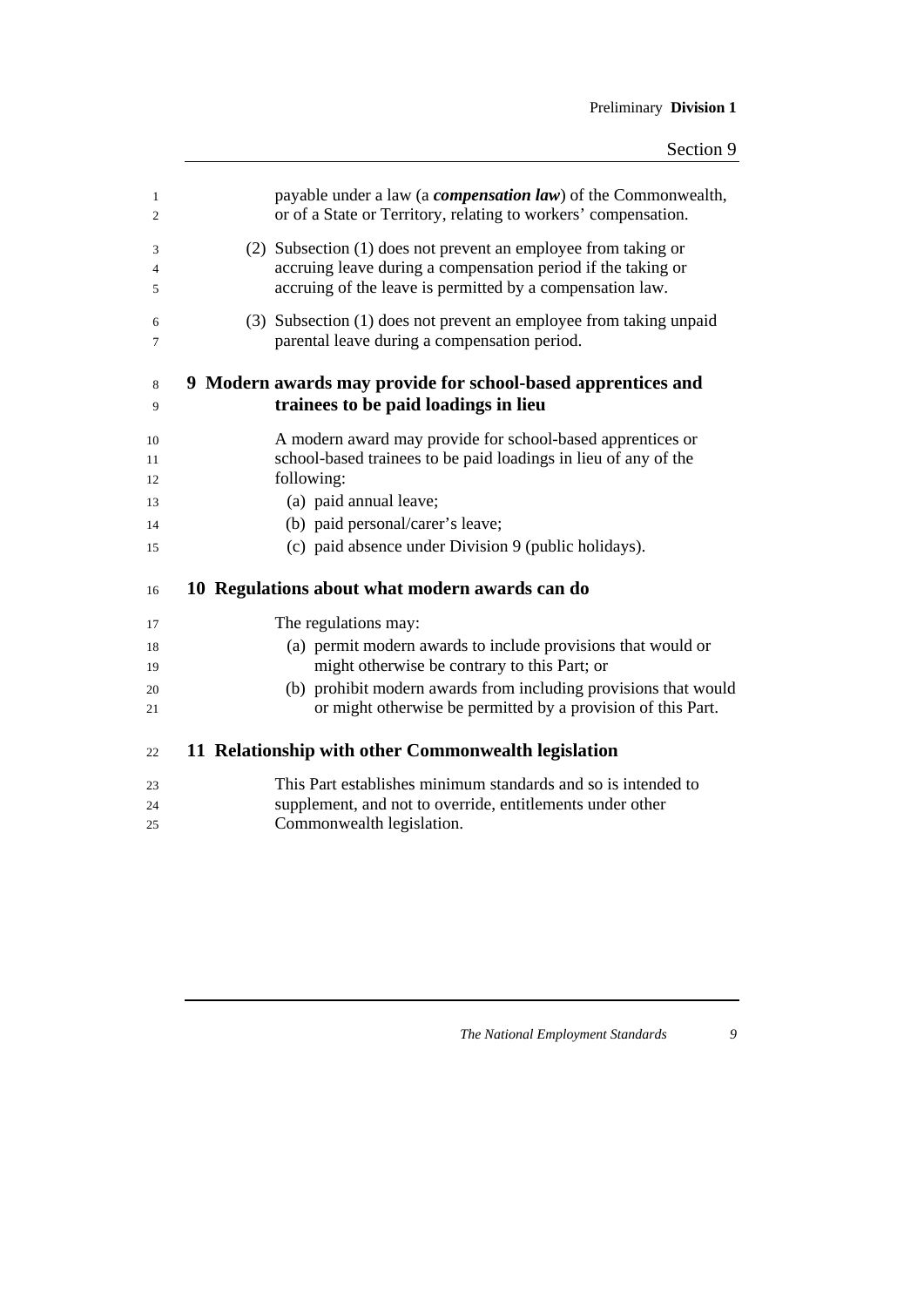payable under a law (a ***compensation law***) of the Commonwealth, or of a State or Territory, relating to workers' compensation.

(2) Subsection (1) does not prevent an employee from taking or accruing leave during a compensation period if the taking or accruing of the leave is permitted by a compensation law.

(3) Subsection (1) does not prevent an employee from taking unpaid parental leave during a compensation period.

## 9 Modern awards may provide for school-based apprentices and trainees to be paid loadings in lieu

A modern award may provide for school-based apprentices or school-based trainees to be paid loadings in lieu of any of the following:

(a) paid annual leave;

(b) paid personal/carer's leave;

(c) paid absence under Division 9 (public holidays).

## 10 Regulations about what modern awards can do

The regulations may:

(a) permit modern awards to include provisions that would or might otherwise be contrary to this Part; or

(b) prohibit modern awards from including provisions that would or might otherwise be permitted by a provision of this Part.

## 11 Relationship with other Commonwealth legislation

This Part establishes minimum standards and so is intended to supplement, and not to override, entitlements under other Commonwealth legislation.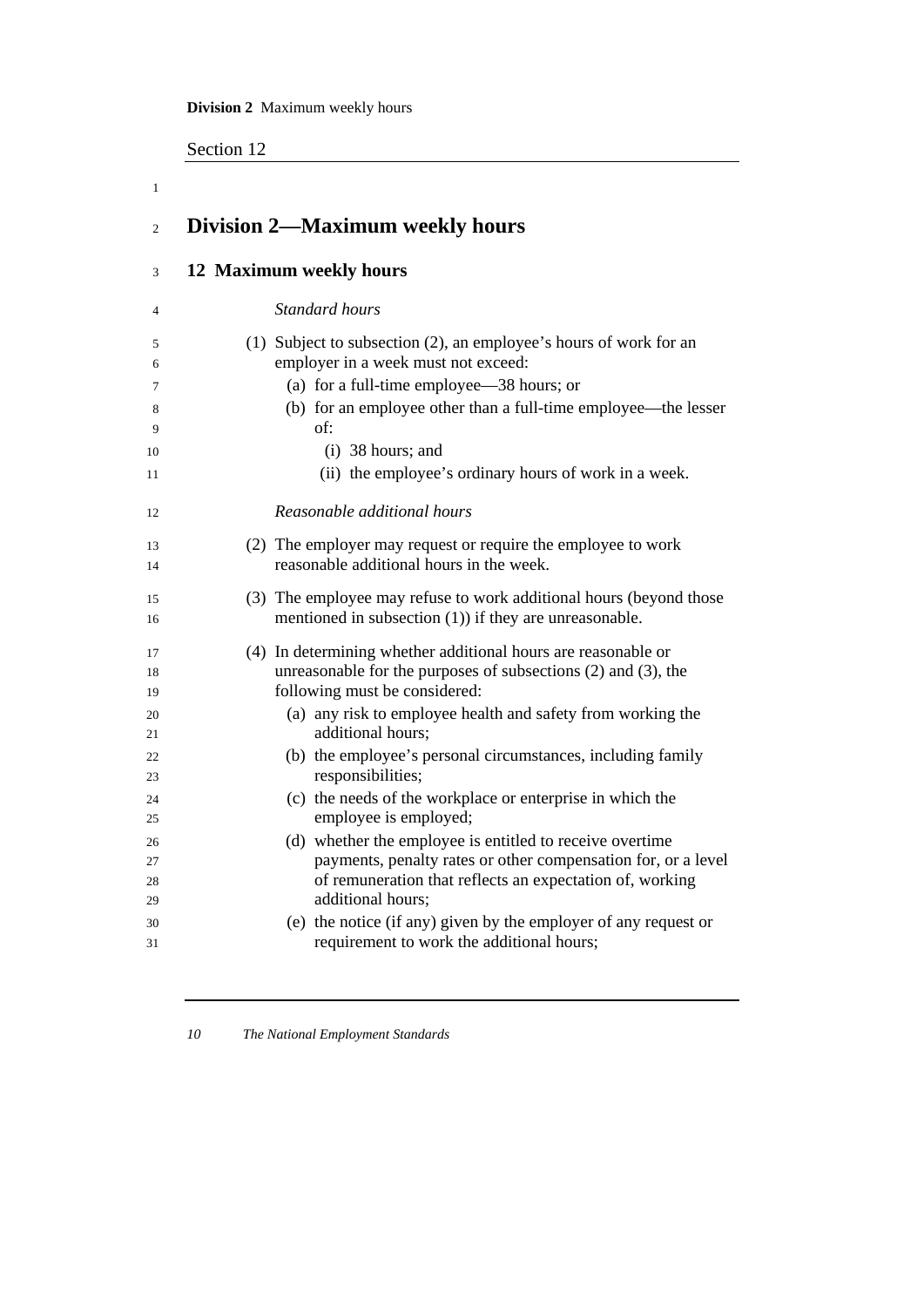## Division 2—Maximum weekly hours

### 12 Maximum weekly hours

*Standard hours*

(1) Subject to subsection (2), an employee's hours of work for an employer in a week must not exceed:

- (a) for a full-time employee—38 hours; or
- (b) for an employee other than a full-time employee—the lesser of:
  - (i) 38 hours; and
  - (ii) the employee's ordinary hours of work in a week.

*Reasonable additional hours*

(2) The employer may request or require the employee to work reasonable additional hours in the week.

(3) The employee may refuse to work additional hours (beyond those mentioned in subsection (1)) if they are unreasonable.

(4) In determining whether additional hours are reasonable or unreasonable for the purposes of subsections (2) and (3), the following must be considered:

- (a) any risk to employee health and safety from working the additional hours;
- (b) the employee's personal circumstances, including family responsibilities;
- (c) the needs of the workplace or enterprise in which the employee is employed;
- (d) whether the employee is entitled to receive overtime payments, penalty rates or other compensation for, or a level of remuneration that reflects an expectation of, working additional hours;
- (e) the notice (if any) given by the employer of any request or requirement to work the additional hours;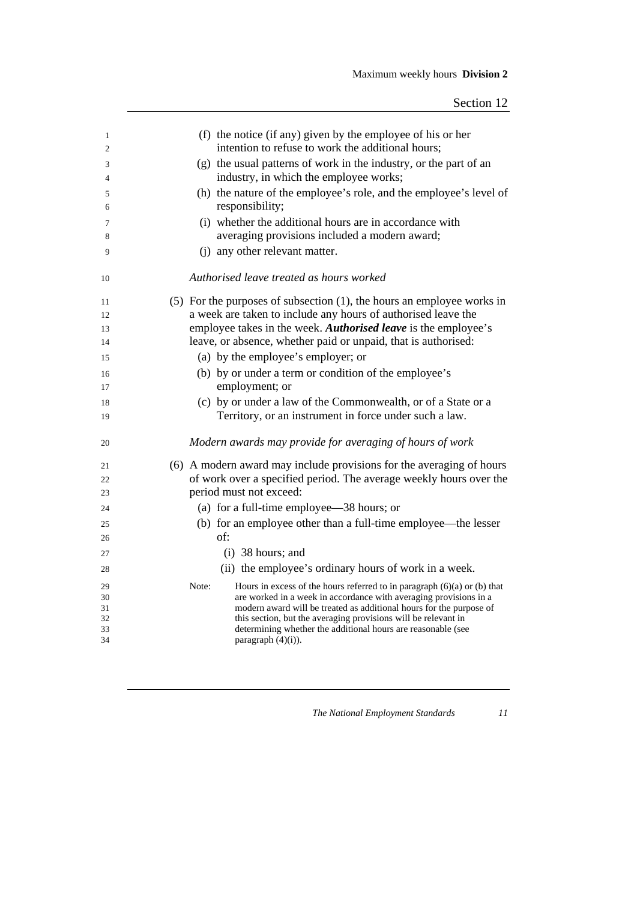(f) the notice (if any) given by the employee of his or her intention to refuse to work the additional hours;

(g) the usual patterns of work in the industry, or the part of an industry, in which the employee works;

(h) the nature of the employee's role, and the employee's level of responsibility;

(i) whether the additional hours are in accordance with averaging provisions included a modern award;

(j) any other relevant matter.

*Authorised leave treated as hours worked*

(5) For the purposes of subsection (1), the hours an employee works in a week are taken to include any hours of authorised leave the employee takes in the week. ***Authorised leave*** is the employee's leave, or absence, whether paid or unpaid, that is authorised:

(a) by the employee's employer; or

(b) by or under a term or condition of the employee's employment; or

(c) by or under a law of the Commonwealth, or of a State or a Territory, or an instrument in force under such a law.

*Modern awards may provide for averaging of hours of work*

(6) A modern award may include provisions for the averaging of hours of work over a specified period. The average weekly hours over the period must not exceed:

(a) for a full-time employee—38 hours; or

(b) for an employee other than a full-time employee—the lesser of:

(i) 38 hours; and

(ii) the employee's ordinary hours of work in a week.

Note: Hours in excess of the hours referred to in paragraph (6)(a) or (b) that are worked in a week in accordance with averaging provisions in a modern award will be treated as additional hours for the purpose of this section, but the averaging provisions will be relevant in determining whether the additional hours are reasonable (see paragraph (4)(i)).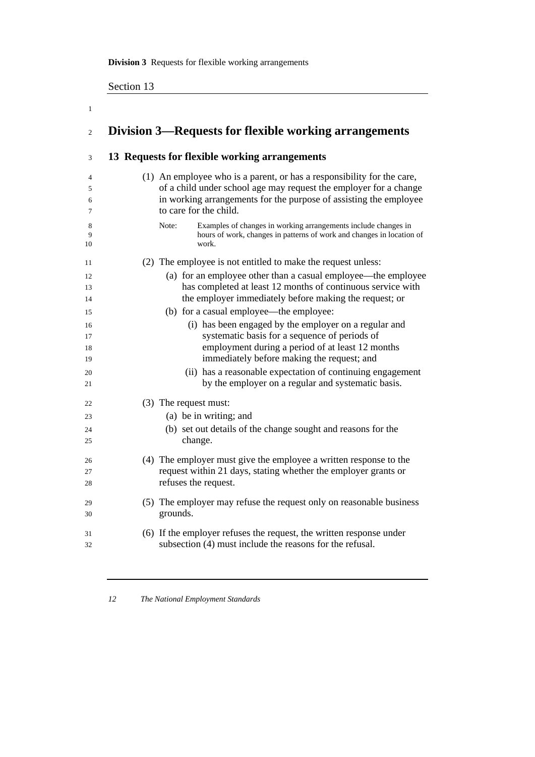## Division 3—Requests for flexible working arrangements

### 13 Requests for flexible working arrangements

(1) An employee who is a parent, or has a responsibility for the care, of a child under school age may request the employer for a change in working arrangements for the purpose of assisting the employee to care for the child.

Note: Examples of changes in working arrangements include changes in hours of work, changes in patterns of work and changes in location of work.

(2) The employee is not entitled to make the request unless:

(a) for an employee other than a casual employee—the employee has completed at least 12 months of continuous service with the employer immediately before making the request; or

(b) for a casual employee—the employee:

(i) has been engaged by the employer on a regular and systematic basis for a sequence of periods of employment during a period of at least 12 months immediately before making the request; and

(ii) has a reasonable expectation of continuing engagement by the employer on a regular and systematic basis.

(3) The request must:

(a) be in writing; and

(b) set out details of the change sought and reasons for the change.

(4) The employer must give the employee a written response to the request within 21 days, stating whether the employer grants or refuses the request.

(5) The employer may refuse the request only on reasonable business grounds.

(6) If the employer refuses the request, the written response under subsection (4) must include the reasons for the refusal.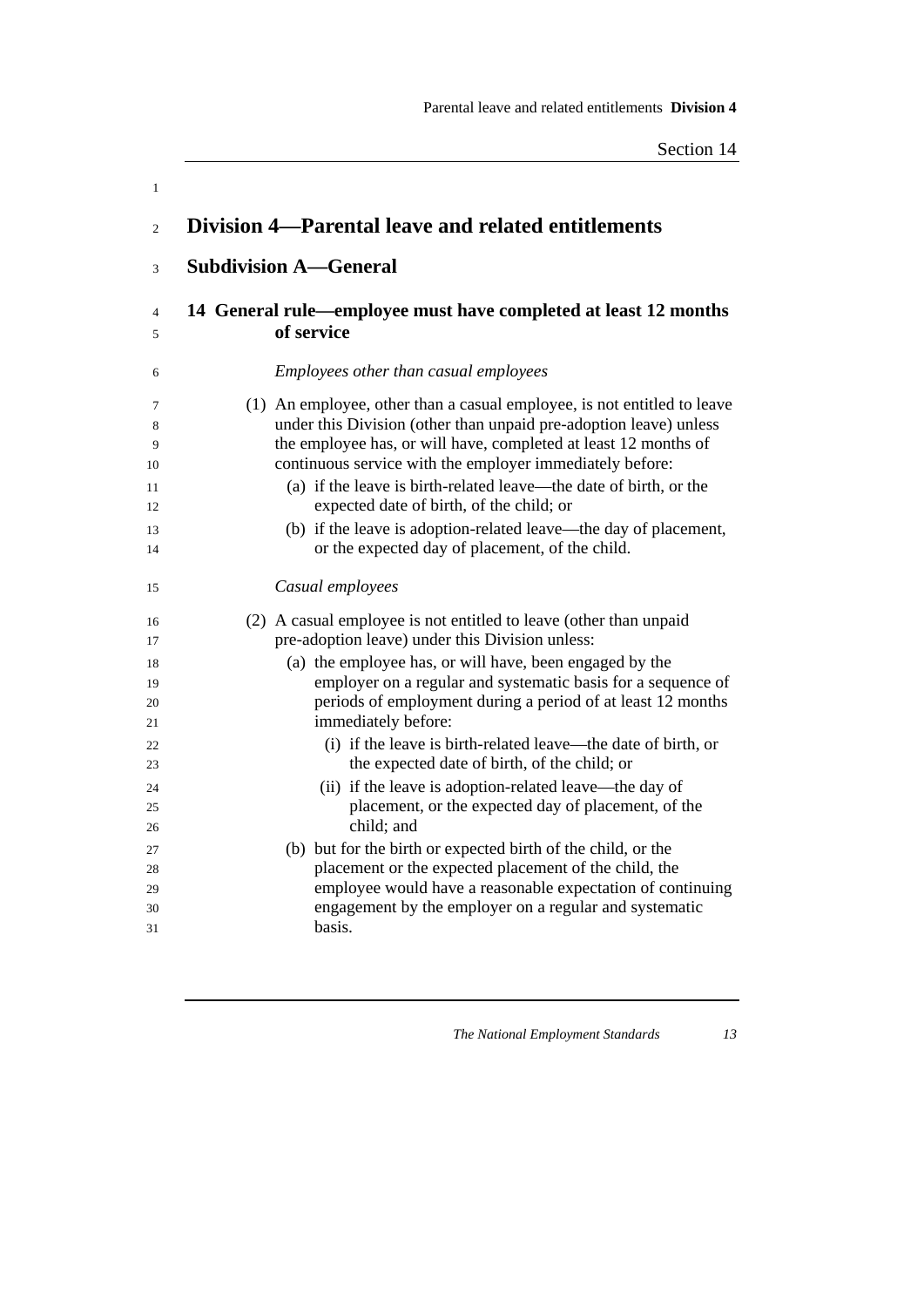## Division 4—Parental leave and related entitlements

### Subdivision A—General

#### 14 General rule—employee must have completed at least 12 months of service

*Employees other than casual employees*

(1) An employee, other than a casual employee, is not entitled to leave under this Division (other than unpaid pre-adoption leave) unless the employee has, or will have, completed at least 12 months of continuous service with the employer immediately before:

- (a) if the leave is birth-related leave—the date of birth, or the expected date of birth, of the child; or
- (b) if the leave is adoption-related leave—the day of placement, or the expected day of placement, of the child.

*Casual employees*

(2) A casual employee is not entitled to leave (other than unpaid pre-adoption leave) under this Division unless:

- (a) the employee has, or will have, been engaged by the employer on a regular and systematic basis for a sequence of periods of employment during a period of at least 12 months immediately before:
  - (i) if the leave is birth-related leave—the date of birth, or the expected date of birth, of the child; or
  - (ii) if the leave is adoption-related leave—the day of placement, or the expected day of placement, of the child; and
- (b) but for the birth or expected birth of the child, or the placement or the expected placement of the child, the employee would have a reasonable expectation of continuing engagement by the employer on a regular and systematic basis.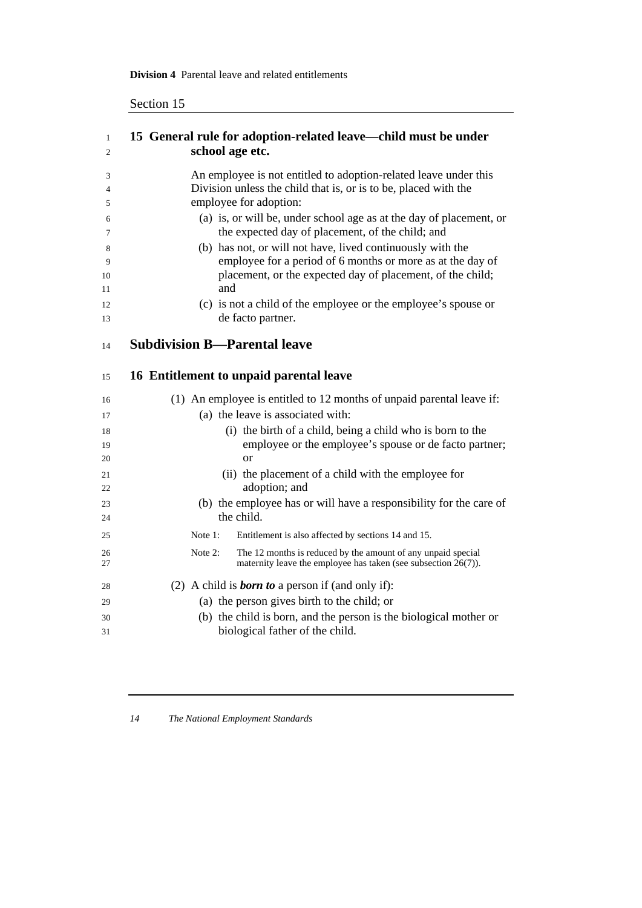## 15 General rule for adoption-related leave—child must be under school age etc.

An employee is not entitled to adoption-related leave under this Division unless the child that is, or is to be, placed with the employee for adoption:

- (a) is, or will be, under school age as at the day of placement, or the expected day of placement, of the child; and
- (b) has not, or will not have, lived continuously with the employee for a period of 6 months or more as at the day of placement, or the expected day of placement, of the child; and
- (c) is not a child of the employee or the employee's spouse or de facto partner.

# Subdivision B—Parental leave

## 16 Entitlement to unpaid parental leave

(1) An employee is entitled to 12 months of unpaid parental leave if:

- (a) the leave is associated with:
  - (i) the birth of a child, being a child who is born to the employee or the employee's spouse or de facto partner; or
  - (ii) the placement of a child with the employee for adoption; and
- (b) the employee has or will have a responsibility for the care of the child.

Note 1: Entitlement is also affected by sections 14 and 15.

Note 2: The 12 months is reduced by the amount of any unpaid special maternity leave the employee has taken (see subsection 26(7)).

(2) A child is ***born to*** a person if (and only if):

- (a) the person gives birth to the child; or
- (b) the child is born, and the person is the biological mother or biological father of the child.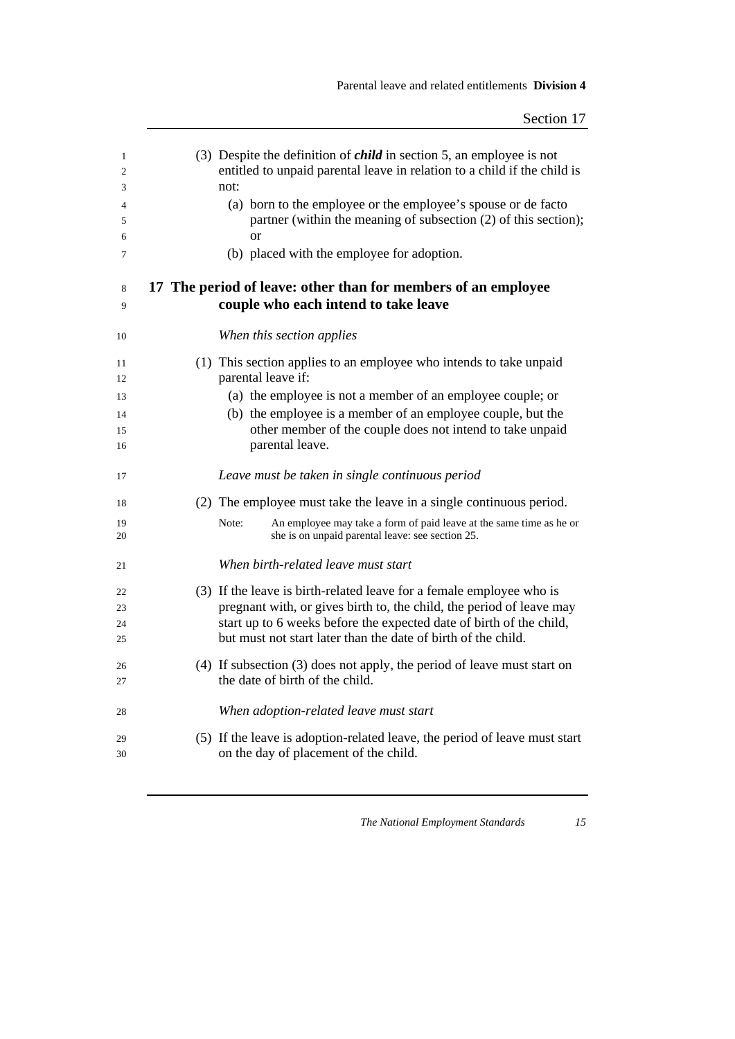(3) Despite the definition of ***child*** in section 5, an employee is not entitled to unpaid parental leave in relation to a child if the child is not:

(a) born to the employee or the employee's spouse or de facto partner (within the meaning of subsection (2) of this section); or

(b) placed with the employee for adoption.

## 17 The period of leave: other than for members of an employee couple who each intend to take leave

*When this section applies*

(1) This section applies to an employee who intends to take unpaid parental leave if:

(a) the employee is not a member of an employee couple; or

(b) the employee is a member of an employee couple, but the other member of the couple does not intend to take unpaid parental leave.

*Leave must be taken in single continuous period*

(2) The employee must take the leave in a single continuous period.

Note: An employee may take a form of paid leave at the same time as he or she is on unpaid parental leave: see section 25.

*When birth-related leave must start*

(3) If the leave is birth-related leave for a female employee who is pregnant with, or gives birth to, the child, the period of leave may start up to 6 weeks before the expected date of birth of the child, but must not start later than the date of birth of the child.

(4) If subsection (3) does not apply, the period of leave must start on the date of birth of the child.

*When adoption-related leave must start*

(5) If the leave is adoption-related leave, the period of leave must start on the day of placement of the child.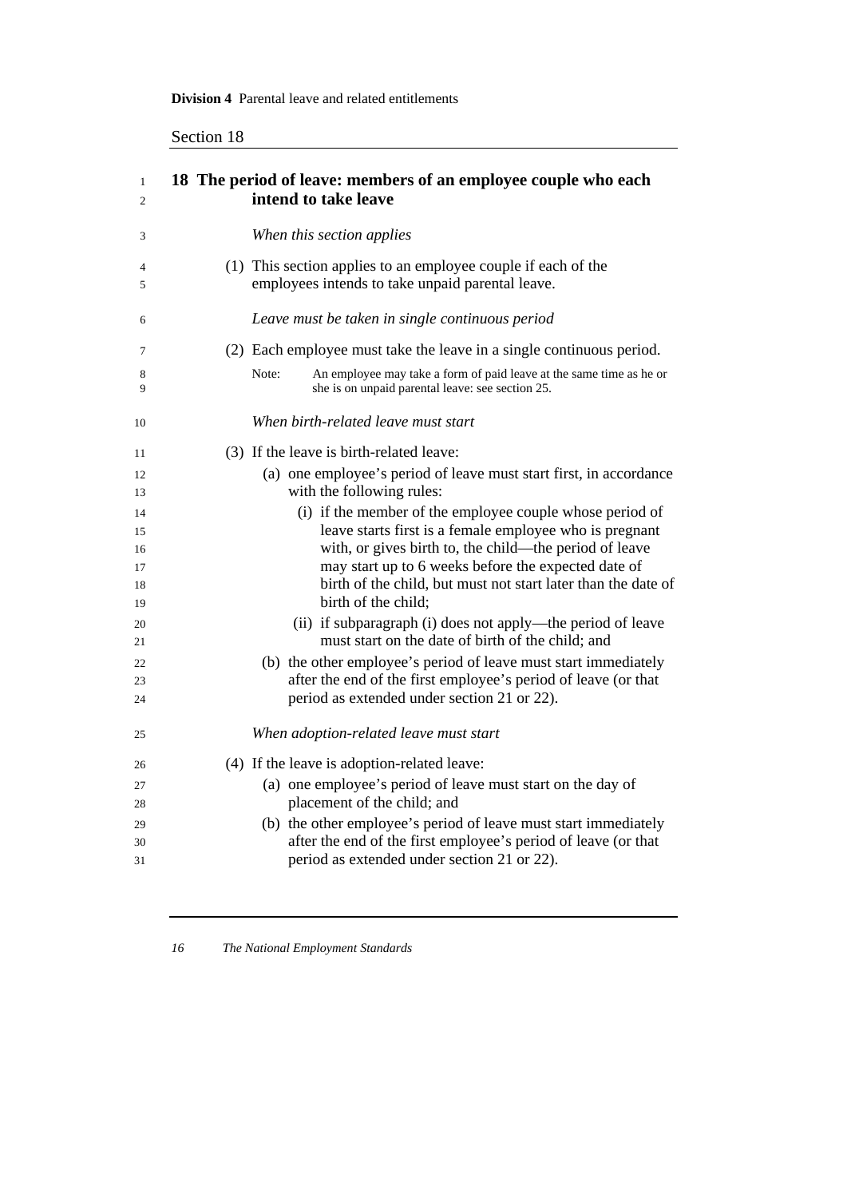## 18 The period of leave: members of an employee couple who each intend to take leave

*When this section applies*

(1) This section applies to an employee couple if each of the employees intends to take unpaid parental leave.

*Leave must be taken in single continuous period*

(2) Each employee must take the leave in a single continuous period.

Note: An employee may take a form of paid leave at the same time as he or she is on unpaid parental leave: see section 25.

*When birth-related leave must start*

(3) If the leave is birth-related leave:

(a) one employee's period of leave must start first, in accordance with the following rules:

(i) if the member of the employee couple whose period of leave starts first is a female employee who is pregnant with, or gives birth to, the child—the period of leave may start up to 6 weeks before the expected date of birth of the child, but must not start later than the date of birth of the child;

(ii) if subparagraph (i) does not apply—the period of leave must start on the date of birth of the child; and

(b) the other employee's period of leave must start immediately after the end of the first employee's period of leave (or that period as extended under section 21 or 22).

*When adoption-related leave must start*

(4) If the leave is adoption-related leave:

(a) one employee's period of leave must start on the day of placement of the child; and

(b) the other employee's period of leave must start immediately after the end of the first employee's period of leave (or that period as extended under section 21 or 22).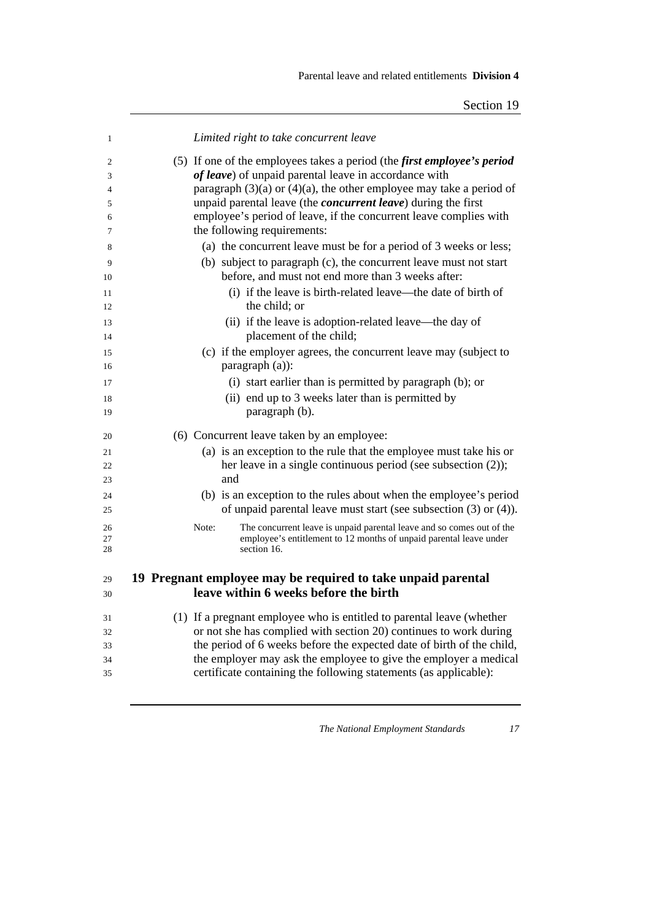*Limited right to take concurrent leave*

(5) If one of the employees takes a period (the ***first employee's period of leave***) of unpaid parental leave in accordance with paragraph (3)(a) or (4)(a), the other employee may take a period of unpaid parental leave (the ***concurrent leave***) during the first employee's period of leave, if the concurrent leave complies with the following requirements:

- (a) the concurrent leave must be for a period of 3 weeks or less;
- (b) subject to paragraph (c), the concurrent leave must not start before, and must not end more than 3 weeks after:
  - (i) if the leave is birth-related leave—the date of birth of the child; or
  - (ii) if the leave is adoption-related leave—the day of placement of the child;
- (c) if the employer agrees, the concurrent leave may (subject to paragraph (a)):
  - (i) start earlier than is permitted by paragraph (b); or
  - (ii) end up to 3 weeks later than is permitted by paragraph (b).

(6) Concurrent leave taken by an employee:

- (a) is an exception to the rule that the employee must take his or her leave in a single continuous period (see subsection (2)); and
- (b) is an exception to the rules about when the employee's period of unpaid parental leave must start (see subsection (3) or (4)).

Note: The concurrent leave is unpaid parental leave and so comes out of the employee's entitlement to 12 months of unpaid parental leave under section 16.

## 19 Pregnant employee may be required to take unpaid parental leave within 6 weeks before the birth

(1) If a pregnant employee who is entitled to parental leave (whether or not she has complied with section 20) continues to work during the period of 6 weeks before the expected date of birth of the child, the employer may ask the employee to give the employer a medical certificate containing the following statements (as applicable):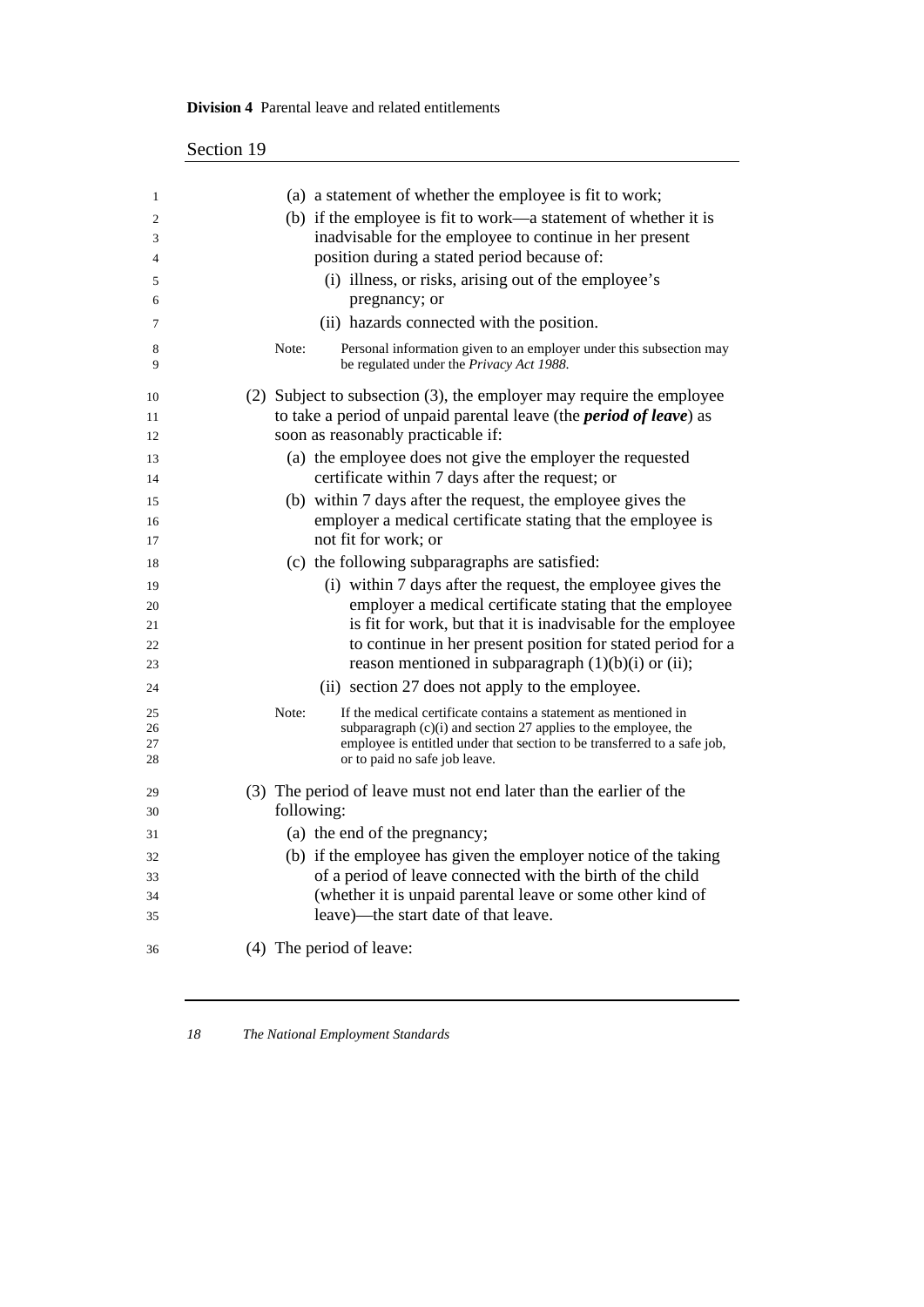(a) a statement of whether the employee is fit to work;

(b) if the employee is fit to work—a statement of whether it is inadvisable for the employee to continue in her present position during a stated period because of:

  (i) illness, or risks, arising out of the employee's pregnancy; or

  (ii) hazards connected with the position.

Note: Personal information given to an employer under this subsection may be regulated under the *Privacy Act 1988*.

(2) Subject to subsection (3), the employer may require the employee to take a period of unpaid parental leave (the ***period of leave***) as soon as reasonably practicable if:

  (a) the employee does not give the employer the requested certificate within 7 days after the request; or

  (b) within 7 days after the request, the employee gives the employer a medical certificate stating that the employee is not fit for work; or

  (c) the following subparagraphs are satisfied:

    (i) within 7 days after the request, the employee gives the employer a medical certificate stating that the employee is fit for work, but that it is inadvisable for the employee to continue in her present position for stated period for a reason mentioned in subparagraph (1)(b)(i) or (ii);

    (ii) section 27 does not apply to the employee.

Note: If the medical certificate contains a statement as mentioned in subparagraph (c)(i) and section 27 applies to the employee, the employee is entitled under that section to be transferred to a safe job, or to paid no safe job leave.

(3) The period of leave must not end later than the earlier of the following:

  (a) the end of the pregnancy;

  (b) if the employee has given the employer notice of the taking of a period of leave connected with the birth of the child (whether it is unpaid parental leave or some other kind of leave)—the start date of that leave.

(4) The period of leave: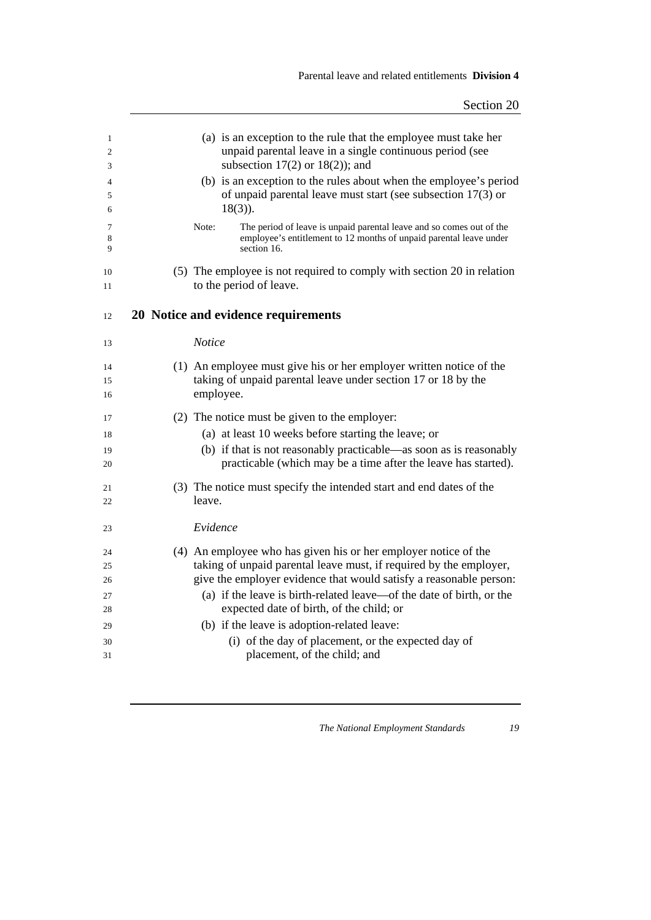(a) is an exception to the rule that the employee must take her unpaid parental leave in a single continuous period (see subsection 17(2) or 18(2)); and

(b) is an exception to the rules about when the employee's period of unpaid parental leave must start (see subsection 17(3) or 18(3)).

Note: The period of leave is unpaid parental leave and so comes out of the employee's entitlement to 12 months of unpaid parental leave under section 16.

(5) The employee is not required to comply with section 20 in relation to the period of leave.

## 20 Notice and evidence requirements

*Notice*

(1) An employee must give his or her employer written notice of the taking of unpaid parental leave under section 17 or 18 by the employee.

(2) The notice must be given to the employer:

(a) at least 10 weeks before starting the leave; or

(b) if that is not reasonably practicable—as soon as is reasonably practicable (which may be a time after the leave has started).

(3) The notice must specify the intended start and end dates of the leave.

*Evidence*

(4) An employee who has given his or her employer notice of the taking of unpaid parental leave must, if required by the employer, give the employer evidence that would satisfy a reasonable person:

(a) if the leave is birth-related leave—of the date of birth, or the expected date of birth, of the child; or

(b) if the leave is adoption-related leave:

(i) of the day of placement, or the expected day of placement, of the child; and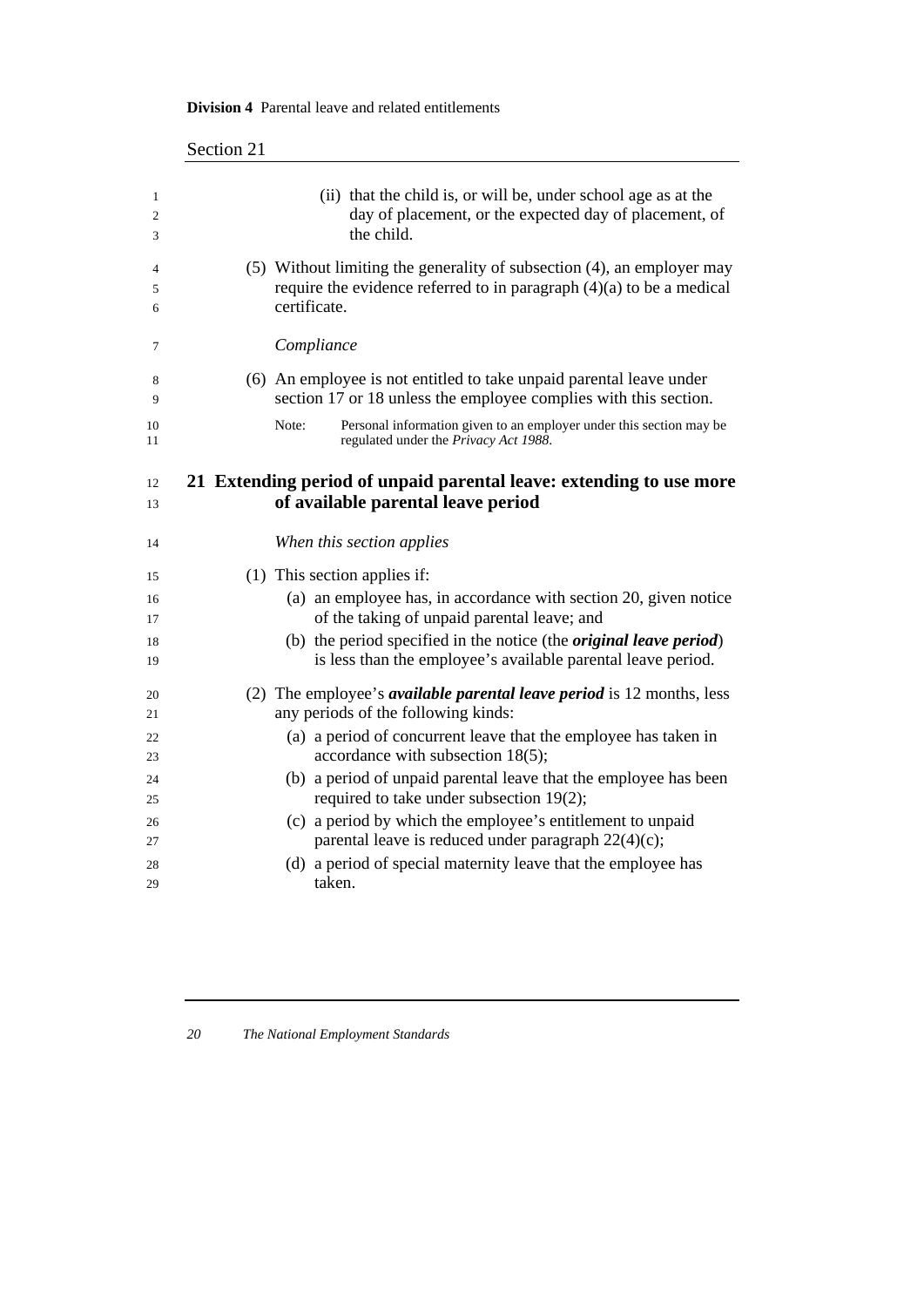(ii) that the child is, or will be, under school age as at the day of placement, or the expected day of placement, of the child.

(5) Without limiting the generality of subsection (4), an employer may require the evidence referred to in paragraph (4)(a) to be a medical certificate.

*Compliance*

(6) An employee is not entitled to take unpaid parental leave under section 17 or 18 unless the employee complies with this section.

Note: Personal information given to an employer under this section may be regulated under the *Privacy Act 1988*.

## 21 Extending period of unpaid parental leave: extending to use more of available parental leave period

*When this section applies*

(1) This section applies if:

(a) an employee has, in accordance with section 20, given notice of the taking of unpaid parental leave; and

(b) the period specified in the notice (the ***original leave period***) is less than the employee's available parental leave period.

(2) The employee's ***available parental leave period*** is 12 months, less any periods of the following kinds:

(a) a period of concurrent leave that the employee has taken in accordance with subsection 18(5);

(b) a period of unpaid parental leave that the employee has been required to take under subsection 19(2);

(c) a period by which the employee's entitlement to unpaid parental leave is reduced under paragraph 22(4)(c);

(d) a period of special maternity leave that the employee has taken.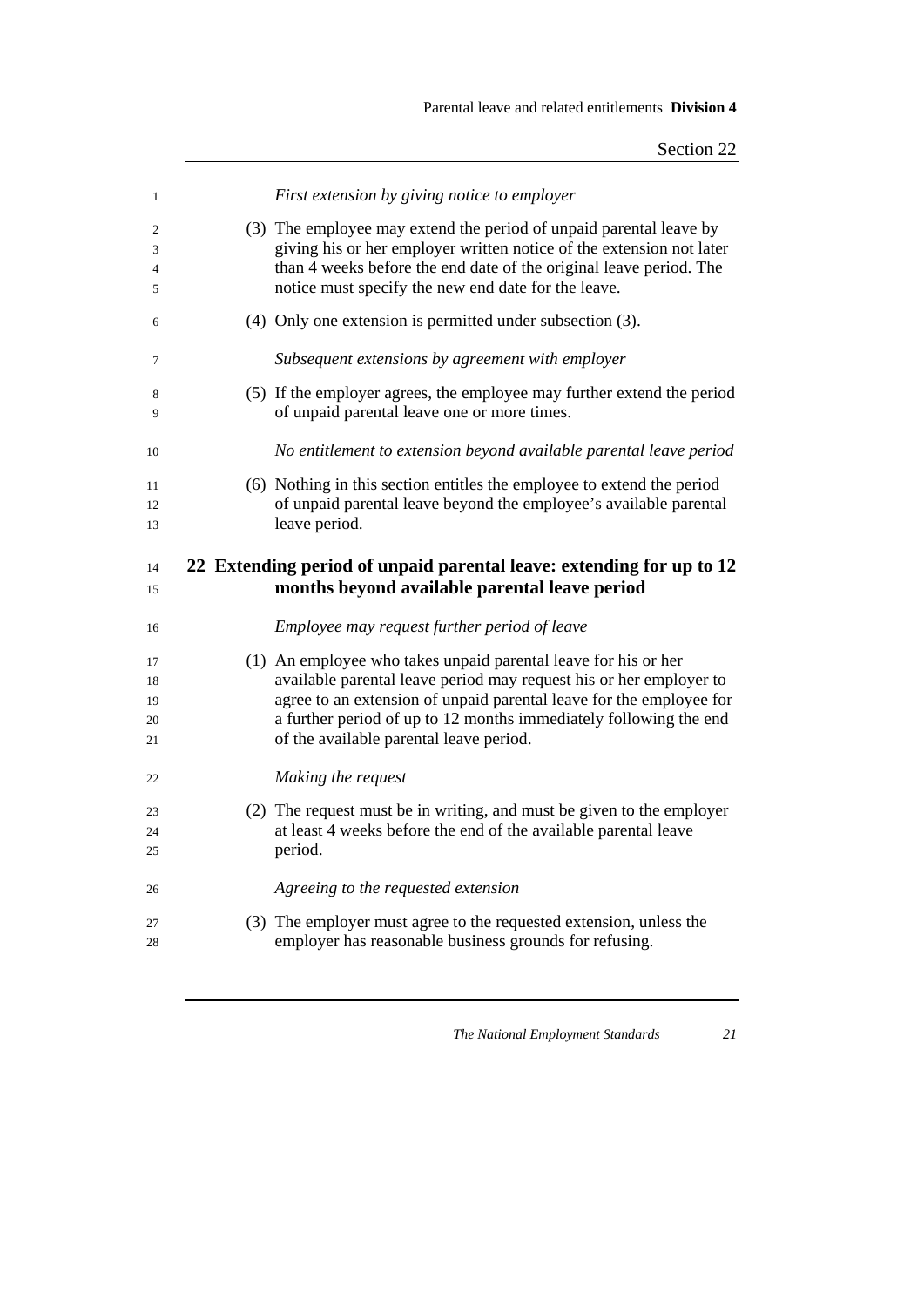*First extension by giving notice to employer*

(3) The employee may extend the period of unpaid parental leave by giving his or her employer written notice of the extension not later than 4 weeks before the end date of the original leave period. The notice must specify the new end date for the leave.

(4) Only one extension is permitted under subsection (3).

*Subsequent extensions by agreement with employer*

(5) If the employer agrees, the employee may further extend the period of unpaid parental leave one or more times.

*No entitlement to extension beyond available parental leave period*

(6) Nothing in this section entitles the employee to extend the period of unpaid parental leave beyond the employee's available parental leave period.

## 22 Extending period of unpaid parental leave: extending for up to 12 months beyond available parental leave period

*Employee may request further period of leave*

(1) An employee who takes unpaid parental leave for his or her available parental leave period may request his or her employer to agree to an extension of unpaid parental leave for the employee for a further period of up to 12 months immediately following the end of the available parental leave period.

*Making the request*

(2) The request must be in writing, and must be given to the employer at least 4 weeks before the end of the available parental leave period.

*Agreeing to the requested extension*

(3) The employer must agree to the requested extension, unless the employer has reasonable business grounds for refusing.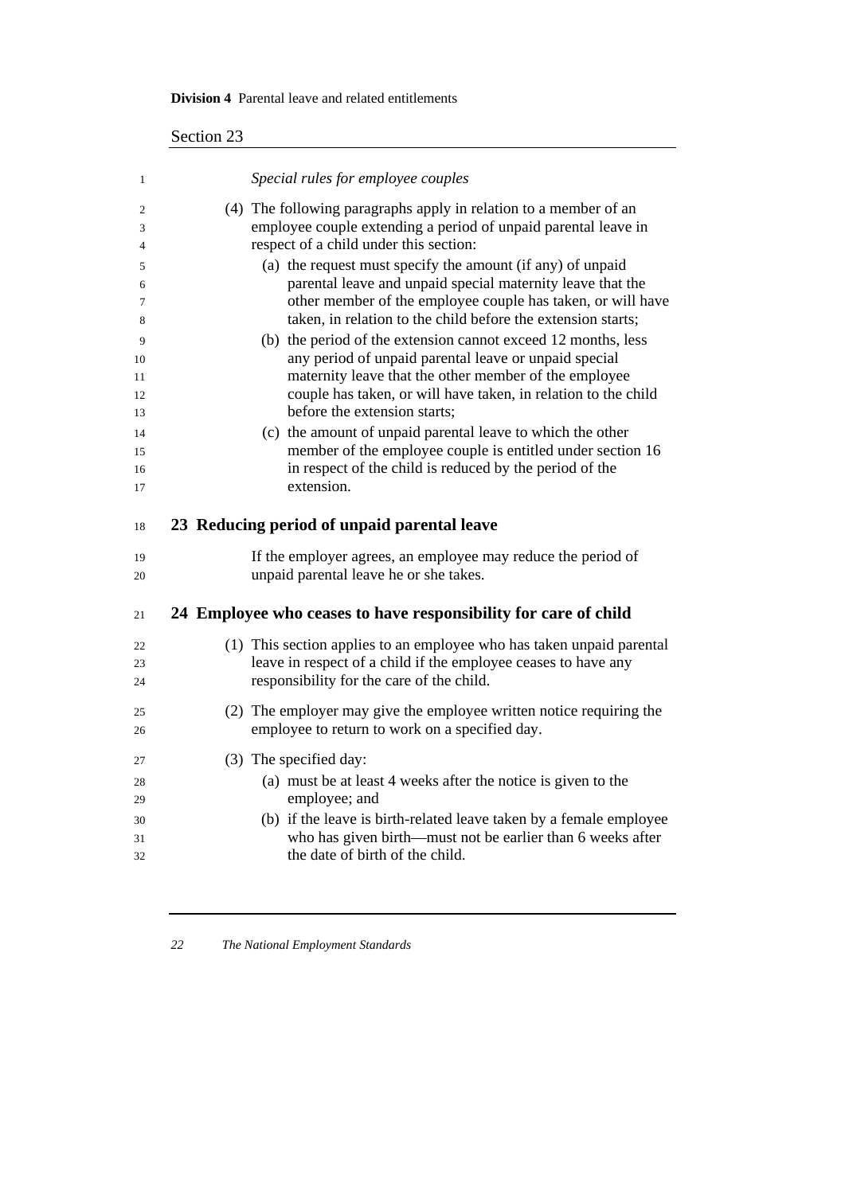*Special rules for employee couples*

(4) The following paragraphs apply in relation to a member of an employee couple extending a period of unpaid parental leave in respect of a child under this section:

(a) the request must specify the amount (if any) of unpaid parental leave and unpaid special maternity leave that the other member of the employee couple has taken, or will have taken, in relation to the child before the extension starts;

(b) the period of the extension cannot exceed 12 months, less any period of unpaid parental leave or unpaid special maternity leave that the other member of the employee couple has taken, or will have taken, in relation to the child before the extension starts;

(c) the amount of unpaid parental leave to which the other member of the employee couple is entitled under section 16 in respect of the child is reduced by the period of the extension.

## 23 Reducing period of unpaid parental leave

If the employer agrees, an employee may reduce the period of unpaid parental leave he or she takes.

## 24 Employee who ceases to have responsibility for care of child

(1) This section applies to an employee who has taken unpaid parental leave in respect of a child if the employee ceases to have any responsibility for the care of the child.

(2) The employer may give the employee written notice requiring the employee to return to work on a specified day.

(3) The specified day:

(a) must be at least 4 weeks after the notice is given to the employee; and

(b) if the leave is birth-related leave taken by a female employee who has given birth—must not be earlier than 6 weeks after the date of birth of the child.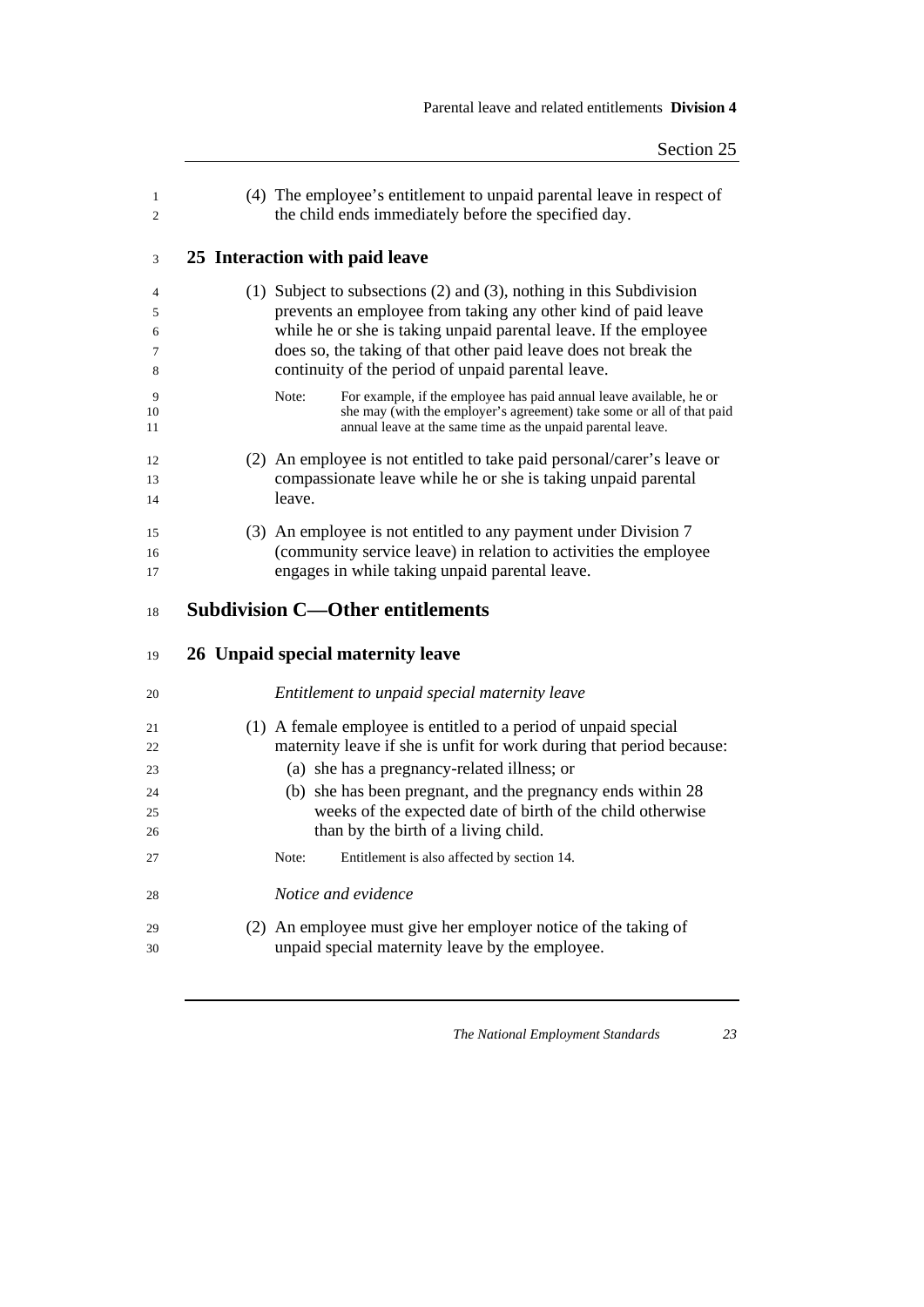(4) The employee's entitlement to unpaid parental leave in respect of the child ends immediately before the specified day.

## 25 Interaction with paid leave

(1) Subject to subsections (2) and (3), nothing in this Subdivision prevents an employee from taking any other kind of paid leave while he or she is taking unpaid parental leave. If the employee does so, the taking of that other paid leave does not break the continuity of the period of unpaid parental leave.

Note: For example, if the employee has paid annual leave available, he or she may (with the employer's agreement) take some or all of that paid annual leave at the same time as the unpaid parental leave.

(2) An employee is not entitled to take paid personal/carer's leave or compassionate leave while he or she is taking unpaid parental leave.

(3) An employee is not entitled to any payment under Division 7 (community service leave) in relation to activities the employee engages in while taking unpaid parental leave.

# Subdivision C—Other entitlements

## 26 Unpaid special maternity leave

*Entitlement to unpaid special maternity leave*

(1) A female employee is entitled to a period of unpaid special maternity leave if she is unfit for work during that period because:

(a) she has a pregnancy-related illness; or

(b) she has been pregnant, and the pregnancy ends within 28 weeks of the expected date of birth of the child otherwise than by the birth of a living child.

Note: Entitlement is also affected by section 14.

*Notice and evidence*

(2) An employee must give her employer notice of the taking of unpaid special maternity leave by the employee.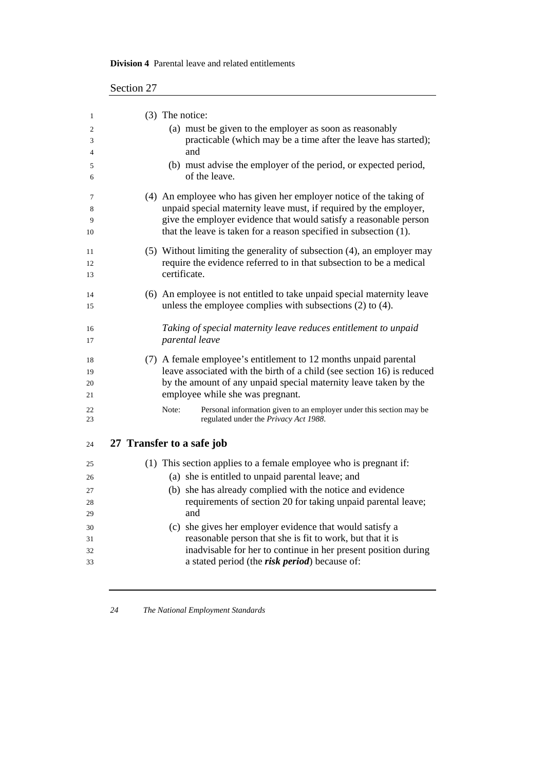(3) The notice:

(a) must be given to the employer as soon as reasonably practicable (which may be a time after the leave has started); and

(b) must advise the employer of the period, or expected period, of the leave.

(4) An employee who has given her employer notice of the taking of unpaid special maternity leave must, if required by the employer, give the employer evidence that would satisfy a reasonable person that the leave is taken for a reason specified in subsection (1).

(5) Without limiting the generality of subsection (4), an employer may require the evidence referred to in that subsection to be a medical certificate.

(6) An employee is not entitled to take unpaid special maternity leave unless the employee complies with subsections (2) to (4).

*Taking of special maternity leave reduces entitlement to unpaid parental leave*

(7) A female employee's entitlement to 12 months unpaid parental leave associated with the birth of a child (see section 16) is reduced by the amount of any unpaid special maternity leave taken by the employee while she was pregnant.

Note: Personal information given to an employer under this section may be regulated under the *Privacy Act 1988*.

## 27 Transfer to a safe job

(1) This section applies to a female employee who is pregnant if:

(a) she is entitled to unpaid parental leave; and

(b) she has already complied with the notice and evidence requirements of section 20 for taking unpaid parental leave; and

(c) she gives her employer evidence that would satisfy a reasonable person that she is fit to work, but that it is inadvisable for her to continue in her present position during a stated period (the ***risk period***) because of: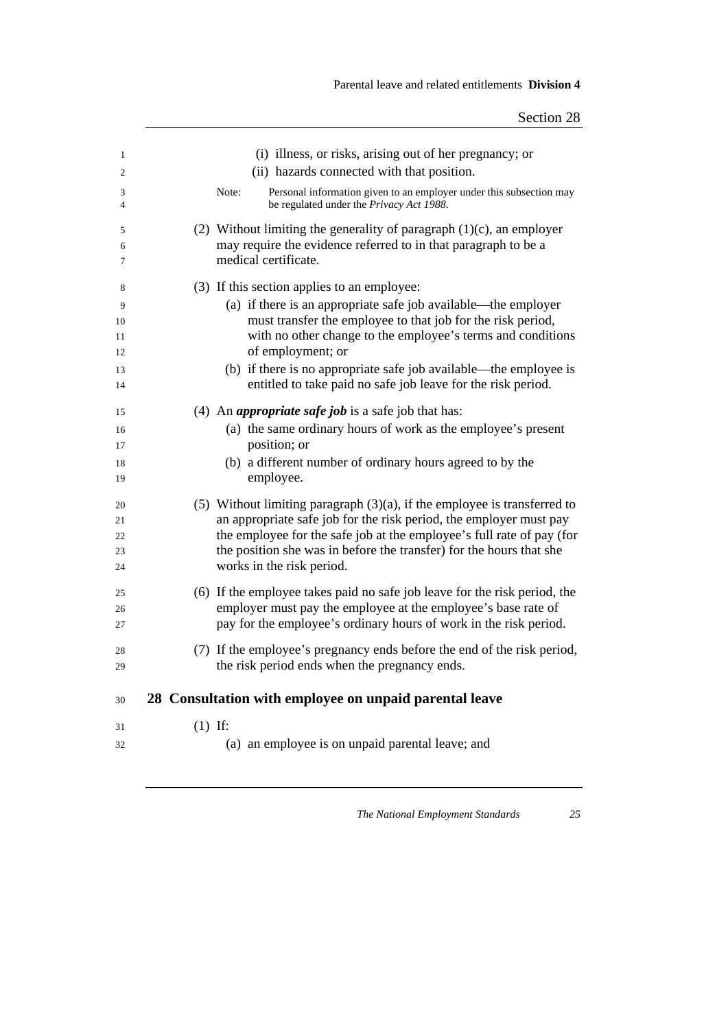(i) illness, or risks, arising out of her pregnancy; or

(ii) hazards connected with that position.

Note: Personal information given to an employer under this subsection may be regulated under the *Privacy Act 1988*.

(2) Without limiting the generality of paragraph (1)(c), an employer may require the evidence referred to in that paragraph to be a medical certificate.

(3) If this section applies to an employee:

(a) if there is an appropriate safe job available—the employer must transfer the employee to that job for the risk period, with no other change to the employee's terms and conditions of employment; or

(b) if there is no appropriate safe job available—the employee is entitled to take paid no safe job leave for the risk period.

(4) An ***appropriate safe job*** is a safe job that has:

(a) the same ordinary hours of work as the employee's present position; or

(b) a different number of ordinary hours agreed to by the employee.

(5) Without limiting paragraph (3)(a), if the employee is transferred to an appropriate safe job for the risk period, the employer must pay the employee for the safe job at the employee's full rate of pay (for the position she was in before the transfer) for the hours that she works in the risk period.

(6) If the employee takes paid no safe job leave for the risk period, the employer must pay the employee at the employee's base rate of pay for the employee's ordinary hours of work in the risk period.

(7) If the employee's pregnancy ends before the end of the risk period, the risk period ends when the pregnancy ends.

## 28 Consultation with employee on unpaid parental leave

(1) If:

(a) an employee is on unpaid parental leave; and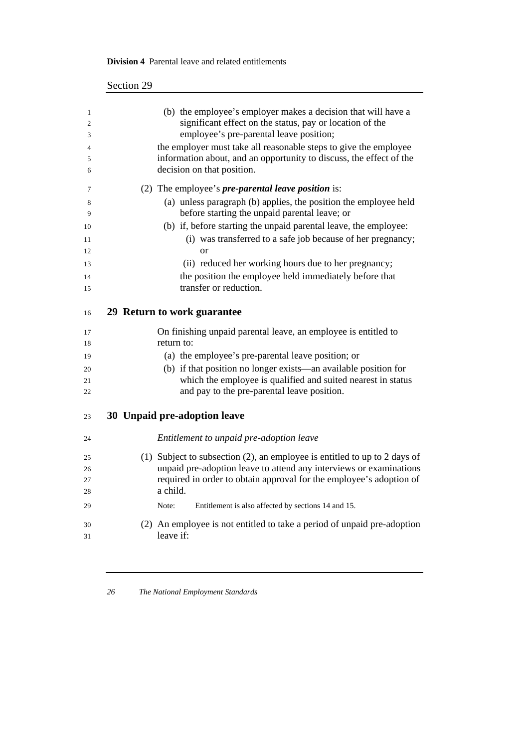(b) the employee's employer makes a decision that will have a significant effect on the status, pay or location of the employee's pre-parental leave position;

the employer must take all reasonable steps to give the employee information about, and an opportunity to discuss, the effect of the decision on that position.

(2) The employee's ***pre-parental leave position*** is:

(a) unless paragraph (b) applies, the position the employee held before starting the unpaid parental leave; or

(b) if, before starting the unpaid parental leave, the employee:

(i) was transferred to a safe job because of her pregnancy; or

(ii) reduced her working hours due to her pregnancy;

the position the employee held immediately before that transfer or reduction.

## 29 Return to work guarantee

On finishing unpaid parental leave, an employee is entitled to return to:

(a) the employee's pre-parental leave position; or

(b) if that position no longer exists—an available position for which the employee is qualified and suited nearest in status and pay to the pre-parental leave position.

## 30 Unpaid pre-adoption leave

*Entitlement to unpaid pre-adoption leave*

(1) Subject to subsection (2), an employee is entitled to up to 2 days of unpaid pre-adoption leave to attend any interviews or examinations required in order to obtain approval for the employee's adoption of a child.

Note: Entitlement is also affected by sections 14 and 15.

(2) An employee is not entitled to take a period of unpaid pre-adoption leave if: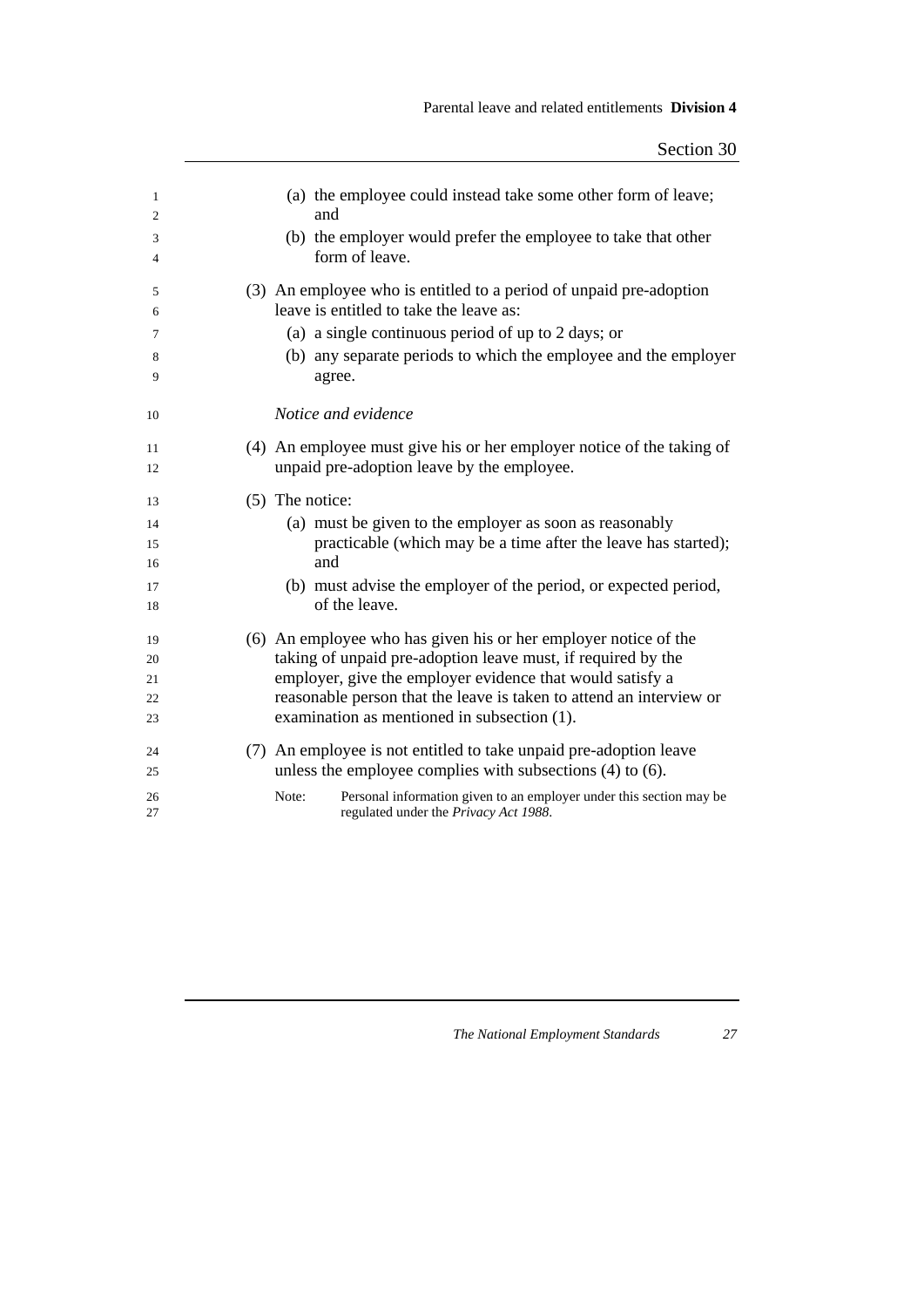(a) the employee could instead take some other form of leave; and

(b) the employer would prefer the employee to take that other form of leave.

(3) An employee who is entitled to a period of unpaid pre-adoption leave is entitled to take the leave as:

(a) a single continuous period of up to 2 days; or

(b) any separate periods to which the employee and the employer agree.

*Notice and evidence*

(4) An employee must give his or her employer notice of the taking of unpaid pre-adoption leave by the employee.

(5) The notice:

(a) must be given to the employer as soon as reasonably practicable (which may be a time after the leave has started); and

(b) must advise the employer of the period, or expected period, of the leave.

(6) An employee who has given his or her employer notice of the taking of unpaid pre-adoption leave must, if required by the employer, give the employer evidence that would satisfy a reasonable person that the leave is taken to attend an interview or examination as mentioned in subsection (1).

(7) An employee is not entitled to take unpaid pre-adoption leave unless the employee complies with subsections (4) to (6).

Note: Personal information given to an employer under this section may be regulated under the *Privacy Act 1988*.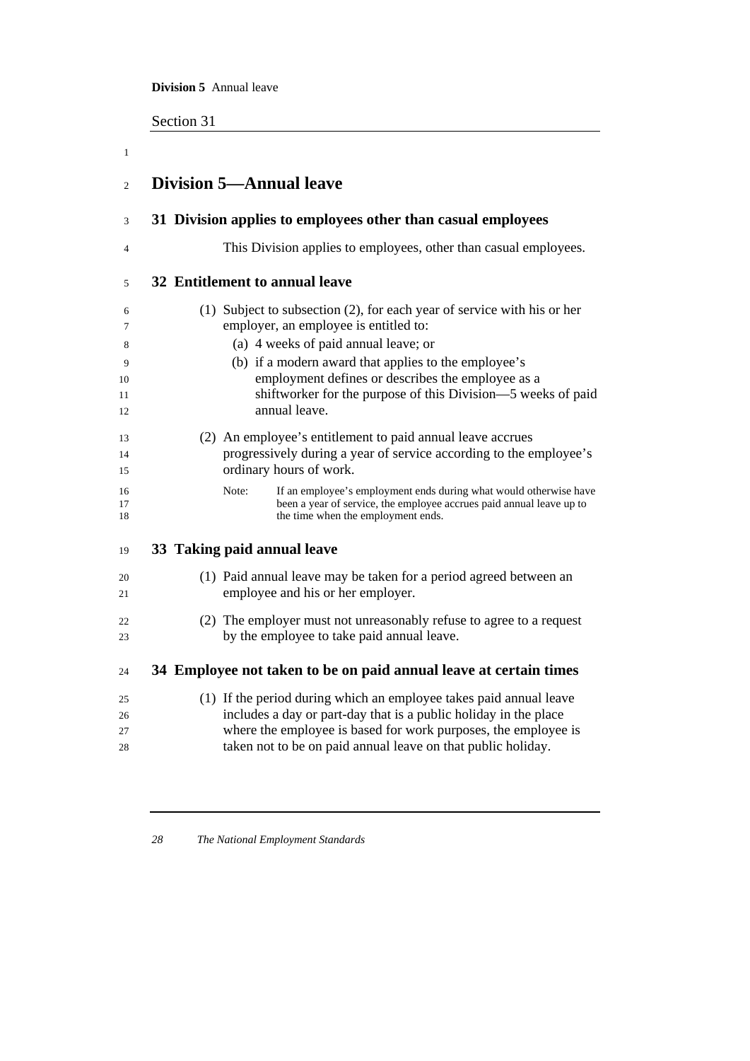## Division 5—Annual leave

### 31 Division applies to employees other than casual employees

This Division applies to employees, other than casual employees.

### 32 Entitlement to annual leave

(1) Subject to subsection (2), for each year of service with his or her employer, an employee is entitled to:

- (a) 4 weeks of paid annual leave; or
- (b) if a modern award that applies to the employee's employment defines or describes the employee as a shiftworker for the purpose of this Division—5 weeks of paid annual leave.

(2) An employee's entitlement to paid annual leave accrues progressively during a year of service according to the employee's ordinary hours of work.

Note: If an employee's employment ends during what would otherwise have been a year of service, the employee accrues paid annual leave up to the time when the employment ends.

### 33 Taking paid annual leave

(1) Paid annual leave may be taken for a period agreed between an employee and his or her employer.

(2) The employer must not unreasonably refuse to agree to a request by the employee to take paid annual leave.

### 34 Employee not taken to be on paid annual leave at certain times

(1) If the period during which an employee takes paid annual leave includes a day or part-day that is a public holiday in the place where the employee is based for work purposes, the employee is taken not to be on paid annual leave on that public holiday.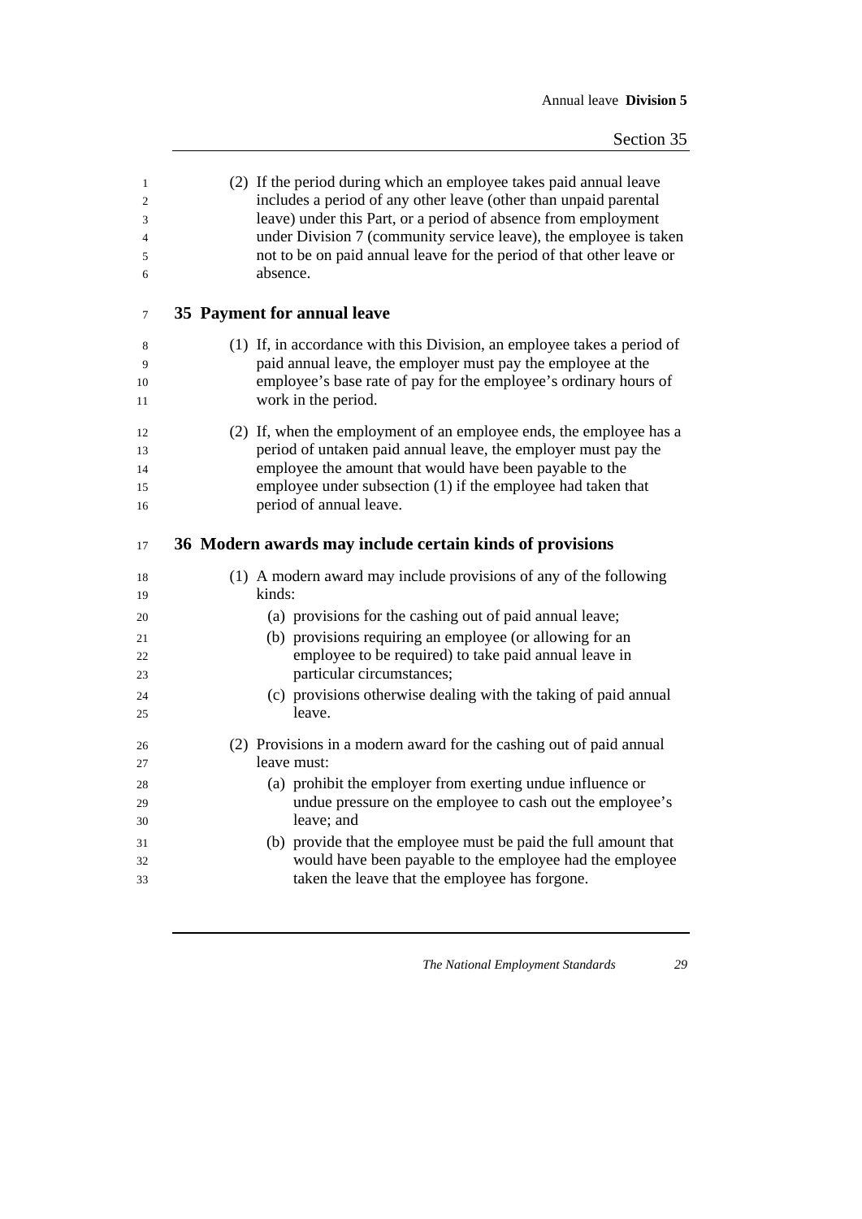(2) If the period during which an employee takes paid annual leave includes a period of any other leave (other than unpaid parental leave) under this Part, or a period of absence from employment under Division 7 (community service leave), the employee is taken not to be on paid annual leave for the period of that other leave or absence.

## 35 Payment for annual leave

(1) If, in accordance with this Division, an employee takes a period of paid annual leave, the employer must pay the employee at the employee's base rate of pay for the employee's ordinary hours of work in the period.

(2) If, when the employment of an employee ends, the employee has a period of untaken paid annual leave, the employer must pay the employee the amount that would have been payable to the employee under subsection (1) if the employee had taken that period of annual leave.

## 36 Modern awards may include certain kinds of provisions

(1) A modern award may include provisions of any of the following kinds:

- (a) provisions for the cashing out of paid annual leave;
- (b) provisions requiring an employee (or allowing for an employee to be required) to take paid annual leave in particular circumstances;
- (c) provisions otherwise dealing with the taking of paid annual leave.

(2) Provisions in a modern award for the cashing out of paid annual leave must:

- (a) prohibit the employer from exerting undue influence or undue pressure on the employee to cash out the employee's leave; and
- (b) provide that the employee must be paid the full amount that would have been payable to the employee had the employee taken the leave that the employee has forgone.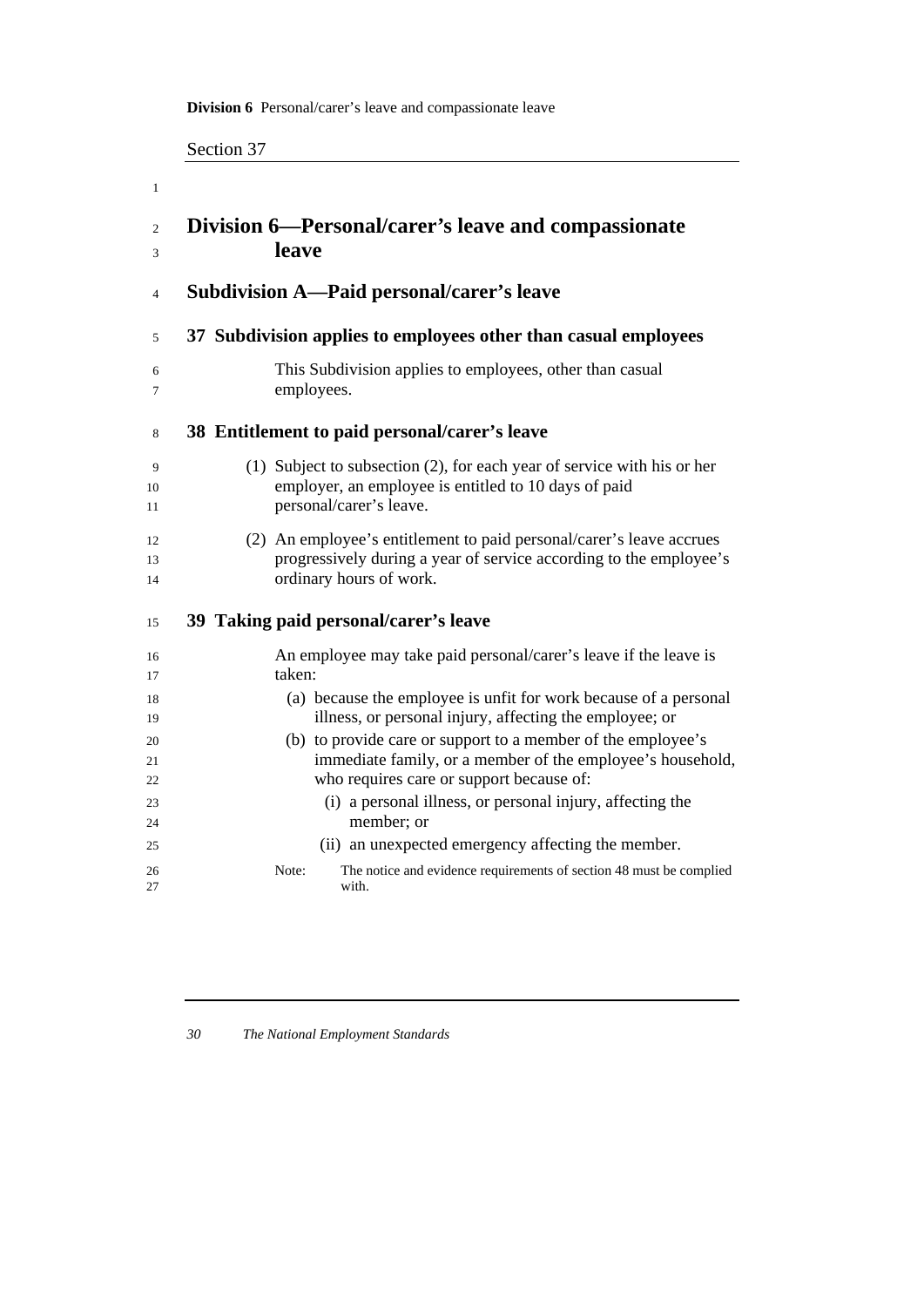## Division 6—Personal/carer's leave and compassionate leave

### Subdivision A—Paid personal/carer's leave

#### 37 Subdivision applies to employees other than casual employees

This Subdivision applies to employees, other than casual employees.

#### 38 Entitlement to paid personal/carer's leave

(1) Subject to subsection (2), for each year of service with his or her employer, an employee is entitled to 10 days of paid personal/carer's leave.

(2) An employee's entitlement to paid personal/carer's leave accrues progressively during a year of service according to the employee's ordinary hours of work.

#### 39 Taking paid personal/carer's leave

An employee may take paid personal/carer's leave if the leave is taken:

(a) because the employee is unfit for work because of a personal illness, or personal injury, affecting the employee; or

(b) to provide care or support to a member of the employee's immediate family, or a member of the employee's household, who requires care or support because of:

(i) a personal illness, or personal injury, affecting the member; or

(ii) an unexpected emergency affecting the member.

Note: The notice and evidence requirements of section 48 must be complied with.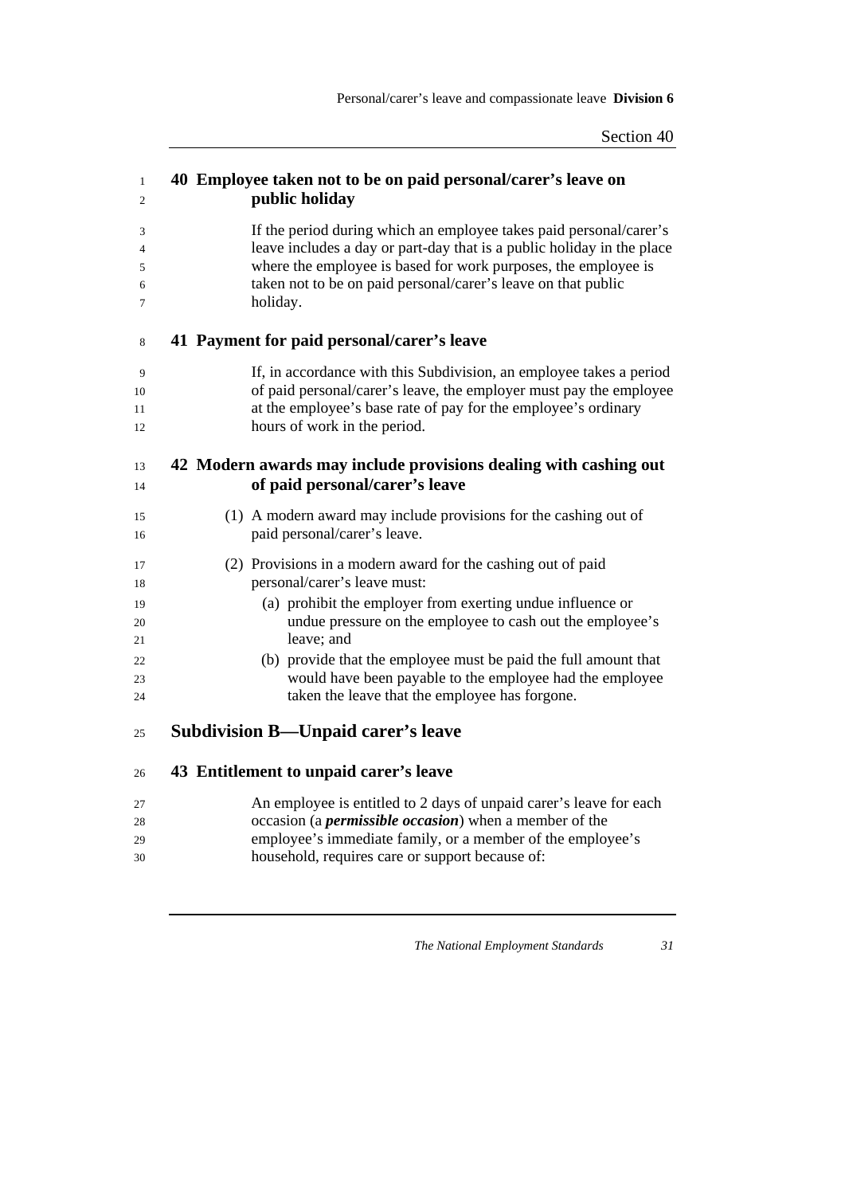### 40 Employee taken not to be on paid personal/carer's leave on public holiday

If the period during which an employee takes paid personal/carer's leave includes a day or part-day that is a public holiday in the place where the employee is based for work purposes, the employee is taken not to be on paid personal/carer's leave on that public holiday.

### 41 Payment for paid personal/carer's leave

If, in accordance with this Subdivision, an employee takes a period of paid personal/carer's leave, the employer must pay the employee at the employee's base rate of pay for the employee's ordinary hours of work in the period.

### 42 Modern awards may include provisions dealing with cashing out of paid personal/carer's leave

(1) A modern award may include provisions for the cashing out of paid personal/carer's leave.

(2) Provisions in a modern award for the cashing out of paid personal/carer's leave must:

- (a) prohibit the employer from exerting undue influence or undue pressure on the employee to cash out the employee's leave; and
- (b) provide that the employee must be paid the full amount that would have been payable to the employee had the employee taken the leave that the employee has forgone.

## Subdivision B—Unpaid carer's leave

### 43 Entitlement to unpaid carer's leave

An employee is entitled to 2 days of unpaid carer's leave for each occasion (a ***permissible occasion***) when a member of the employee's immediate family, or a member of the employee's household, requires care or support because of: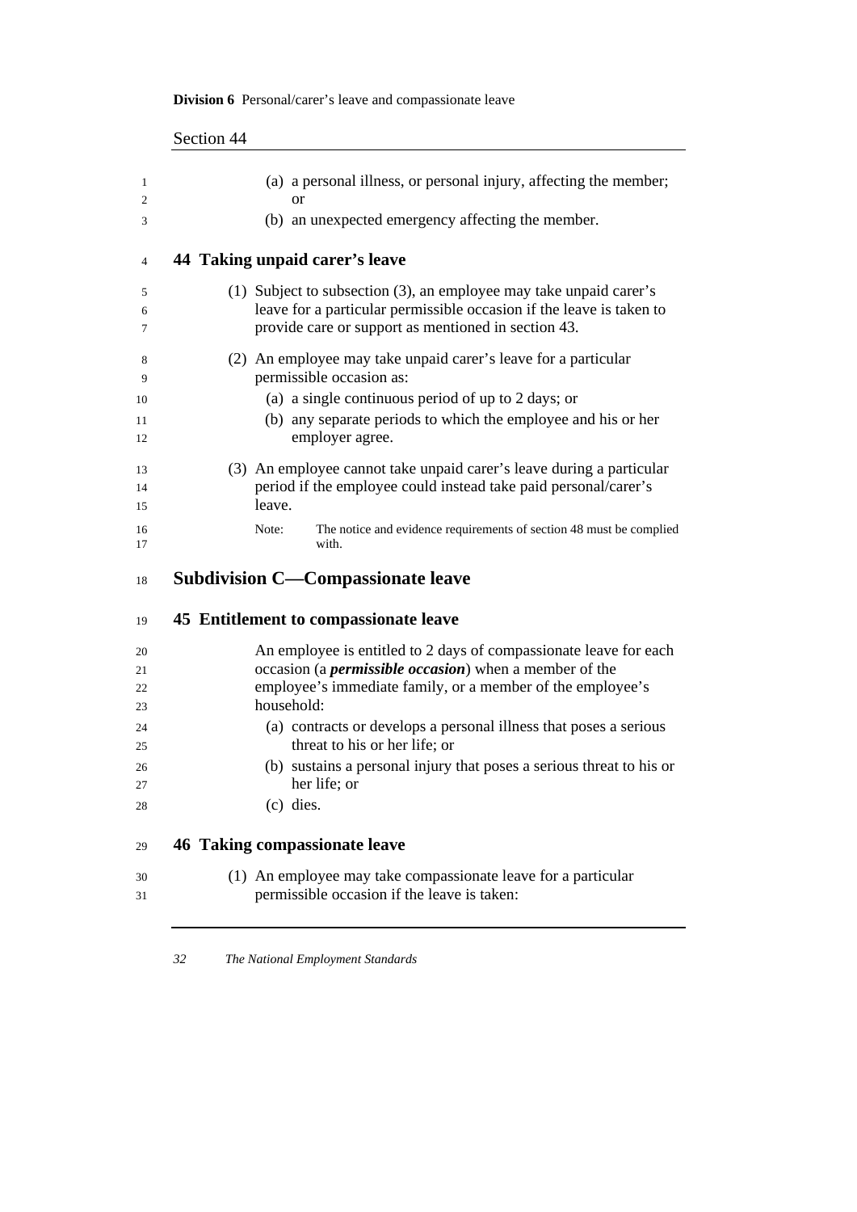(a) a personal illness, or personal injury, affecting the member; or

(b) an unexpected emergency affecting the member.

### 44 Taking unpaid carer's leave

(1) Subject to subsection (3), an employee may take unpaid carer's leave for a particular permissible occasion if the leave is taken to provide care or support as mentioned in section 43.

(2) An employee may take unpaid carer's leave for a particular permissible occasion as:

(a) a single continuous period of up to 2 days; or

(b) any separate periods to which the employee and his or her employer agree.

(3) An employee cannot take unpaid carer's leave during a particular period if the employee could instead take paid personal/carer's leave.

Note: The notice and evidence requirements of section 48 must be complied with.

## Subdivision C—Compassionate leave

### 45 Entitlement to compassionate leave

An employee is entitled to 2 days of compassionate leave for each occasion (a ***permissible occasion***) when a member of the employee's immediate family, or a member of the employee's household:

(a) contracts or develops a personal illness that poses a serious threat to his or her life; or

(b) sustains a personal injury that poses a serious threat to his or her life; or

(c) dies.

### 46 Taking compassionate leave

(1) An employee may take compassionate leave for a particular permissible occasion if the leave is taken: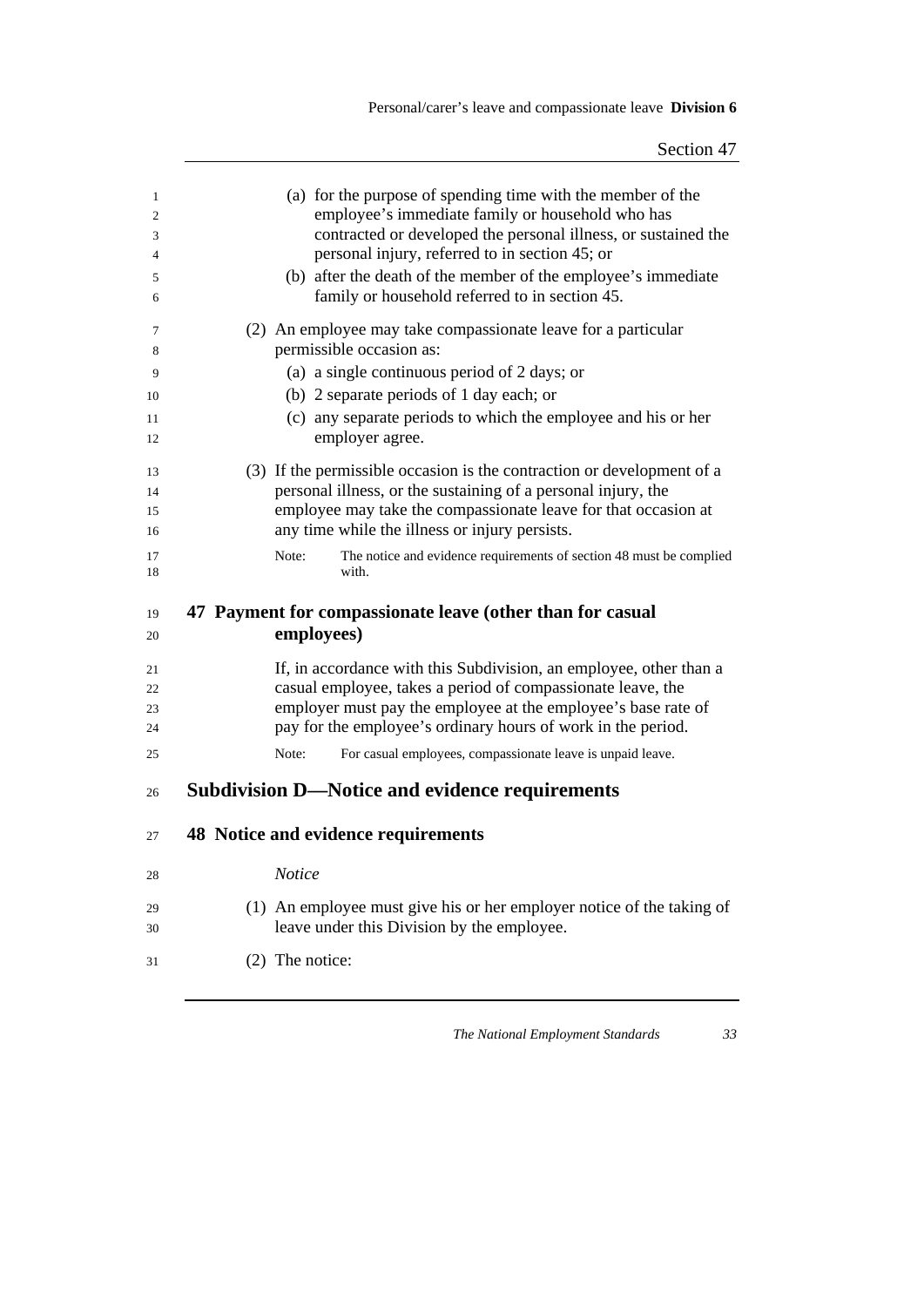(a) for the purpose of spending time with the member of the employee's immediate family or household who has contracted or developed the personal illness, or sustained the personal injury, referred to in section 45; or

(b) after the death of the member of the employee's immediate family or household referred to in section 45.

(2) An employee may take compassionate leave for a particular permissible occasion as:

(a) a single continuous period of 2 days; or

(b) 2 separate periods of 1 day each; or

(c) any separate periods to which the employee and his or her employer agree.

(3) If the permissible occasion is the contraction or development of a personal illness, or the sustaining of a personal injury, the employee may take the compassionate leave for that occasion at any time while the illness or injury persists.

Note: The notice and evidence requirements of section 48 must be complied with.

## 47 Payment for compassionate leave (other than for casual employees)

If, in accordance with this Subdivision, an employee, other than a casual employee, takes a period of compassionate leave, the employer must pay the employee at the employee's base rate of pay for the employee's ordinary hours of work in the period.

Note: For casual employees, compassionate leave is unpaid leave.

# Subdivision D—Notice and evidence requirements

## 48 Notice and evidence requirements

*Notice*

(1) An employee must give his or her employer notice of the taking of leave under this Division by the employee.

(2) The notice: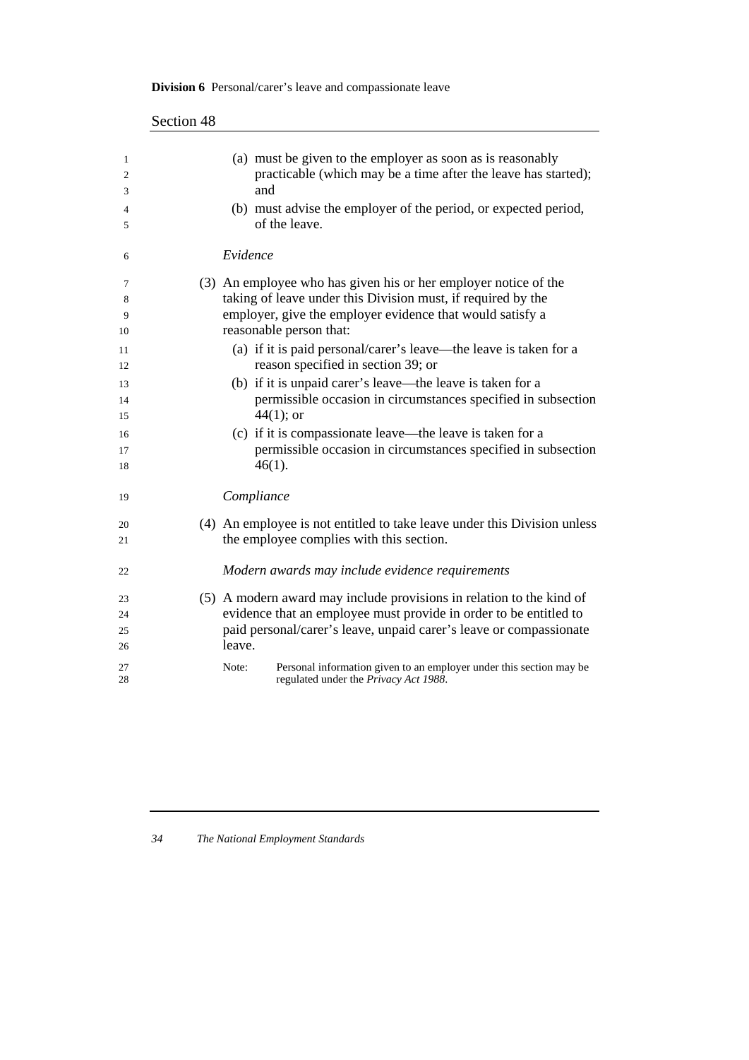(a) must be given to the employer as soon as is reasonably practicable (which may be a time after the leave has started); and

(b) must advise the employer of the period, or expected period, of the leave.

*Evidence*

(3) An employee who has given his or her employer notice of the taking of leave under this Division must, if required by the employer, give the employer evidence that would satisfy a reasonable person that:

(a) if it is paid personal/carer's leave—the leave is taken for a reason specified in section 39; or

(b) if it is unpaid carer's leave—the leave is taken for a permissible occasion in circumstances specified in subsection 44(1); or

(c) if it is compassionate leave—the leave is taken for a permissible occasion in circumstances specified in subsection 46(1).

*Compliance*

(4) An employee is not entitled to take leave under this Division unless the employee complies with this section.

*Modern awards may include evidence requirements*

(5) A modern award may include provisions in relation to the kind of evidence that an employee must provide in order to be entitled to paid personal/carer's leave, unpaid carer's leave or compassionate leave.

Note: Personal information given to an employer under this section may be regulated under the *Privacy Act 1988*.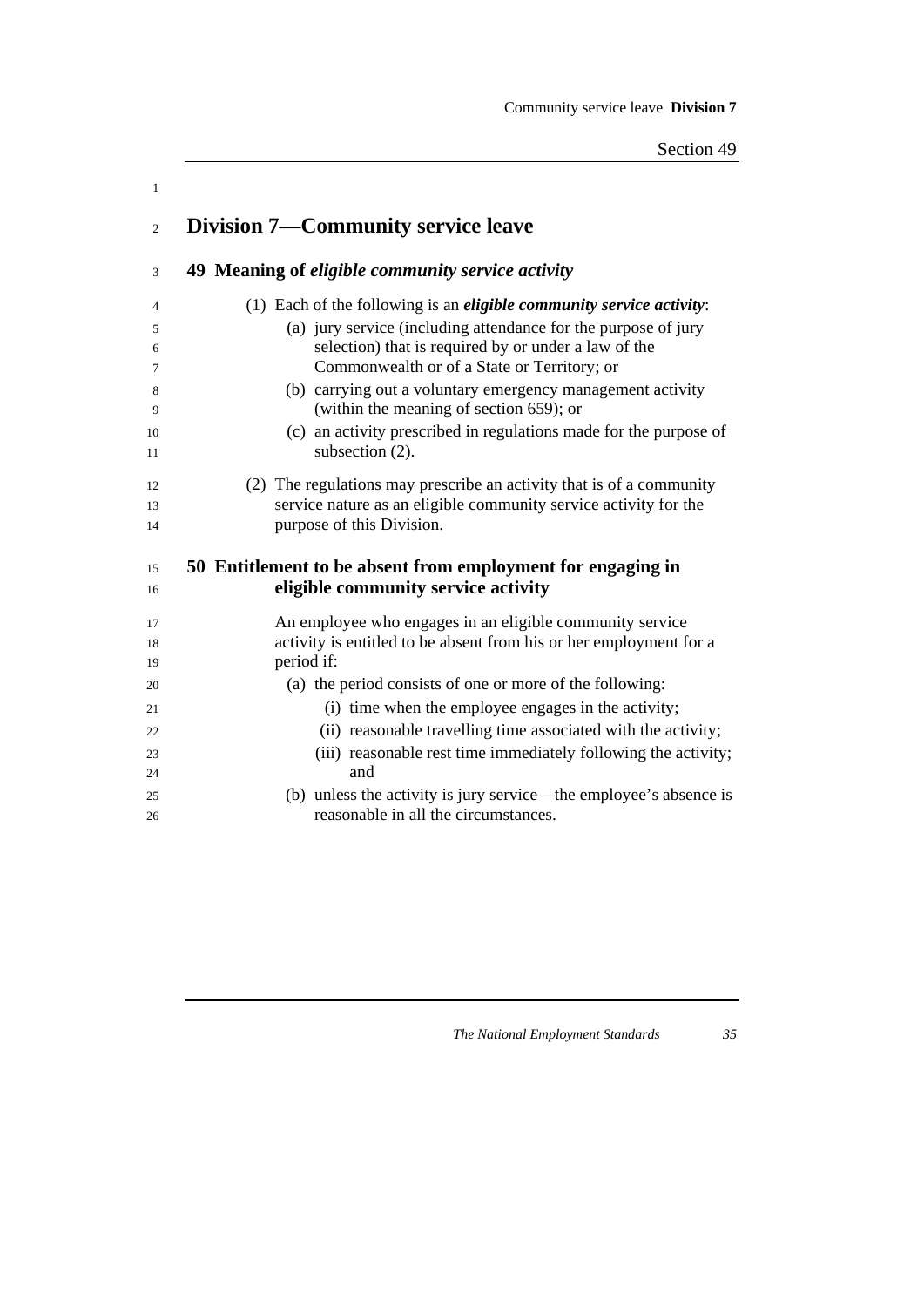## Division 7—Community service leave

### 49 Meaning of *eligible community service activity*

(1) Each of the following is an ***eligible community service activity***:

(a) jury service (including attendance for the purpose of jury selection) that is required by or under a law of the Commonwealth or of a State or Territory; or

(b) carrying out a voluntary emergency management activity (within the meaning of section 659); or

(c) an activity prescribed in regulations made for the purpose of subsection (2).

(2) The regulations may prescribe an activity that is of a community service nature as an eligible community service activity for the purpose of this Division.

### 50 Entitlement to be absent from employment for engaging in eligible community service activity

An employee who engages in an eligible community service activity is entitled to be absent from his or her employment for a period if:

(a) the period consists of one or more of the following:

(i) time when the employee engages in the activity;

(ii) reasonable travelling time associated with the activity;

(iii) reasonable rest time immediately following the activity; and

(b) unless the activity is jury service—the employee's absence is reasonable in all the circumstances.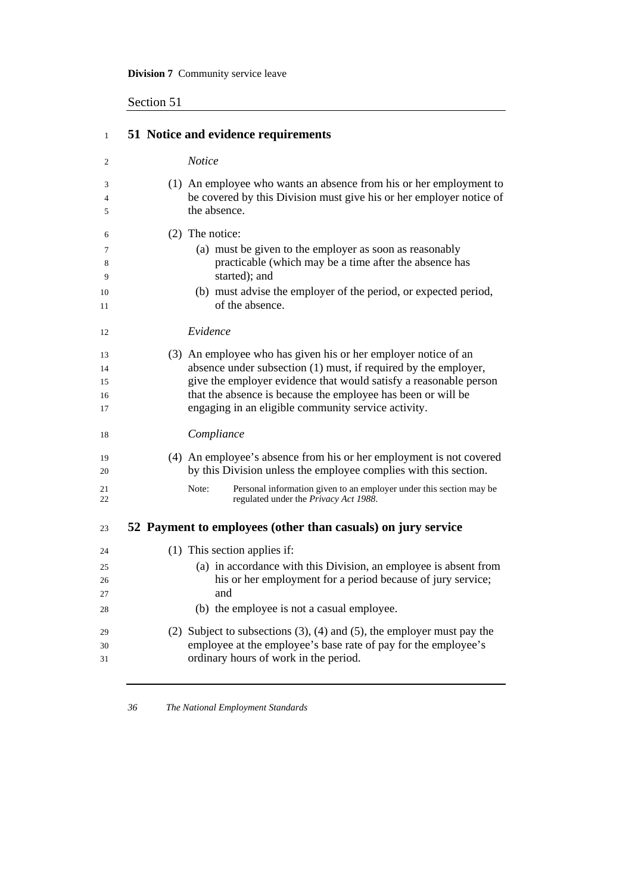## 51 Notice and evidence requirements

*Notice*

(1) An employee who wants an absence from his or her employment to be covered by this Division must give his or her employer notice of the absence.

(2) The notice:

(a) must be given to the employer as soon as reasonably practicable (which may be a time after the absence has started); and

(b) must advise the employer of the period, or expected period, of the absence.

*Evidence*

(3) An employee who has given his or her employer notice of an absence under subsection (1) must, if required by the employer, give the employer evidence that would satisfy a reasonable person that the absence is because the employee has been or will be engaging in an eligible community service activity.

*Compliance*

(4) An employee's absence from his or her employment is not covered by this Division unless the employee complies with this section.

Note: Personal information given to an employer under this section may be regulated under the *Privacy Act 1988*.

## 52 Payment to employees (other than casuals) on jury service

(1) This section applies if:

(a) in accordance with this Division, an employee is absent from his or her employment for a period because of jury service; and

(b) the employee is not a casual employee.

(2) Subject to subsections (3), (4) and (5), the employer must pay the employee at the employee's base rate of pay for the employee's ordinary hours of work in the period.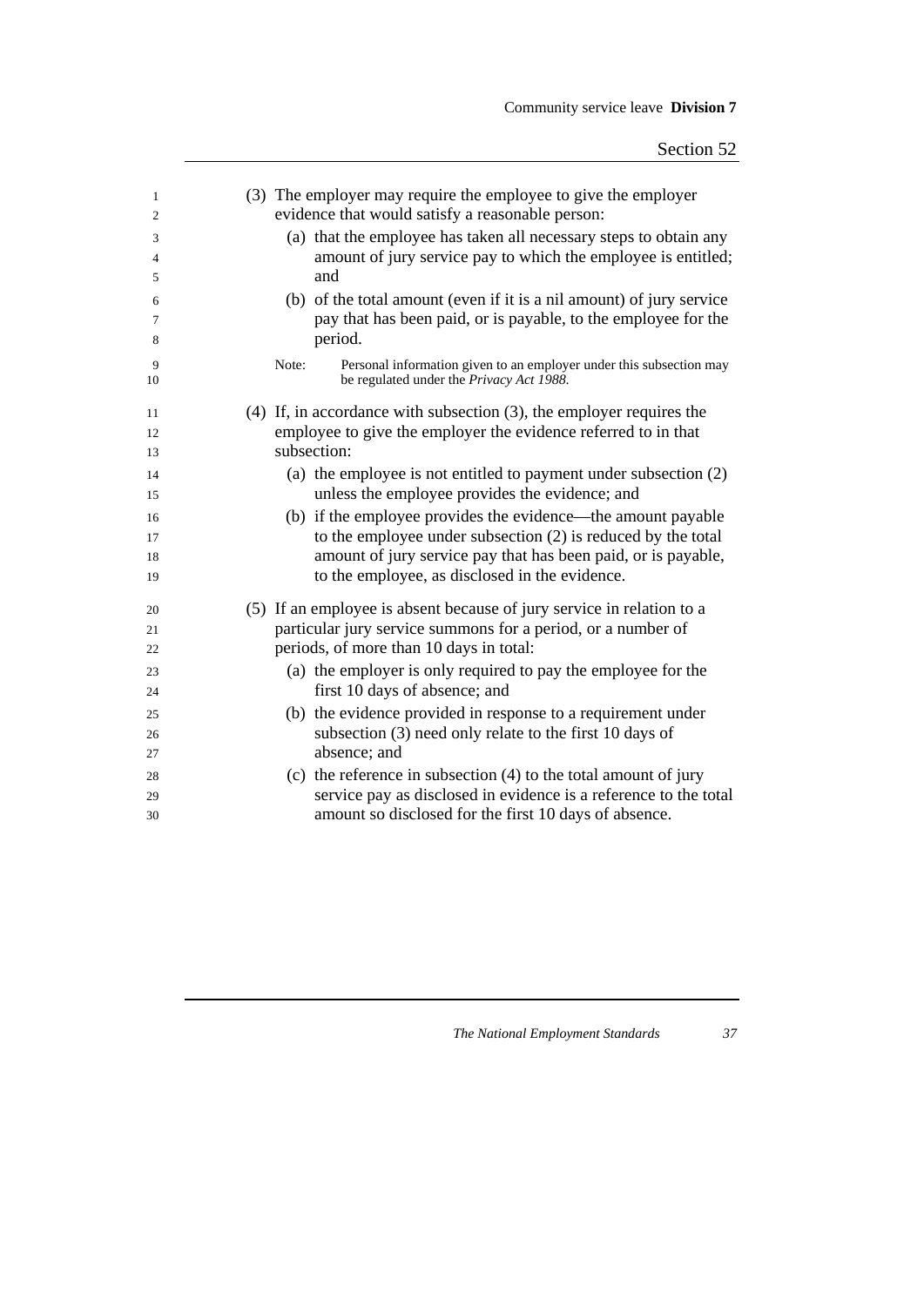(3) The employer may require the employee to give the employer evidence that would satisfy a reasonable person:

(a) that the employee has taken all necessary steps to obtain any amount of jury service pay to which the employee is entitled; and

(b) of the total amount (even if it is a nil amount) of jury service pay that has been paid, or is payable, to the employee for the period.

Note: Personal information given to an employer under this subsection may be regulated under the *Privacy Act 1988*.

(4) If, in accordance with subsection (3), the employer requires the employee to give the employer the evidence referred to in that subsection:

(a) the employee is not entitled to payment under subsection (2) unless the employee provides the evidence; and

(b) if the employee provides the evidence—the amount payable to the employee under subsection (2) is reduced by the total amount of jury service pay that has been paid, or is payable, to the employee, as disclosed in the evidence.

(5) If an employee is absent because of jury service in relation to a particular jury service summons for a period, or a number of periods, of more than 10 days in total:

(a) the employer is only required to pay the employee for the first 10 days of absence; and

(b) the evidence provided in response to a requirement under subsection (3) need only relate to the first 10 days of absence; and

(c) the reference in subsection (4) to the total amount of jury service pay as disclosed in evidence is a reference to the total amount so disclosed for the first 10 days of absence.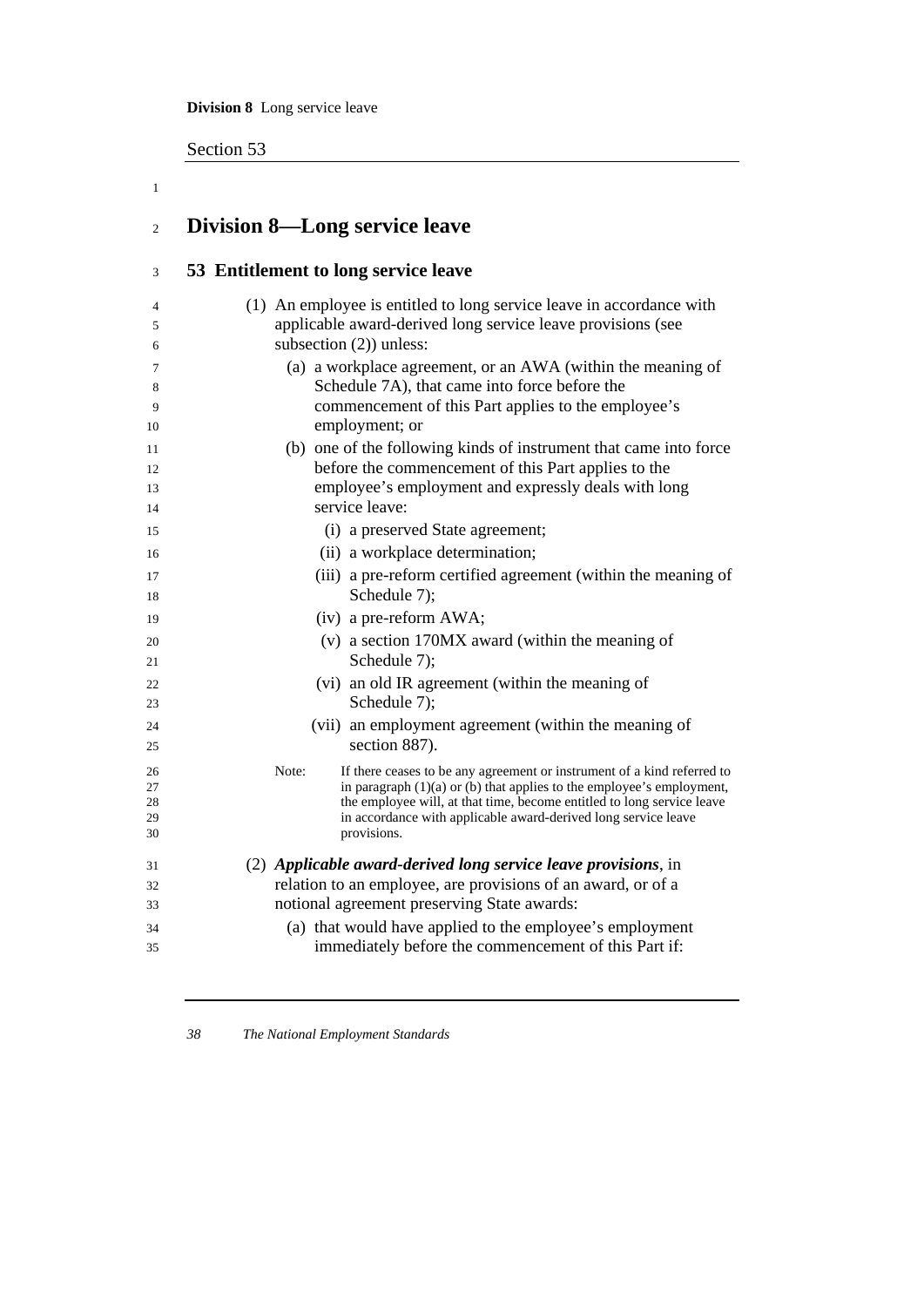## Division 8—Long service leave

### 53 Entitlement to long service leave

(1) An employee is entitled to long service leave in accordance with applicable award-derived long service leave provisions (see subsection (2)) unless:

(a) a workplace agreement, or an AWA (within the meaning of Schedule 7A), that came into force before the commencement of this Part applies to the employee's employment; or

(b) one of the following kinds of instrument that came into force before the commencement of this Part applies to the employee's employment and expressly deals with long service leave:

(i) a preserved State agreement;

(ii) a workplace determination;

(iii) a pre-reform certified agreement (within the meaning of Schedule 7);

(iv) a pre-reform AWA;

(v) a section 170MX award (within the meaning of Schedule 7);

(vi) an old IR agreement (within the meaning of Schedule 7);

(vii) an employment agreement (within the meaning of section 887).

Note: If there ceases to be any agreement or instrument of a kind referred to in paragraph (1)(a) or (b) that applies to the employee's employment, the employee will, at that time, become entitled to long service leave in accordance with applicable award-derived long service leave provisions.

(2) ***Applicable award-derived long service leave provisions***, in relation to an employee, are provisions of an award, or of a notional agreement preserving State awards:

(a) that would have applied to the employee's employment immediately before the commencement of this Part if: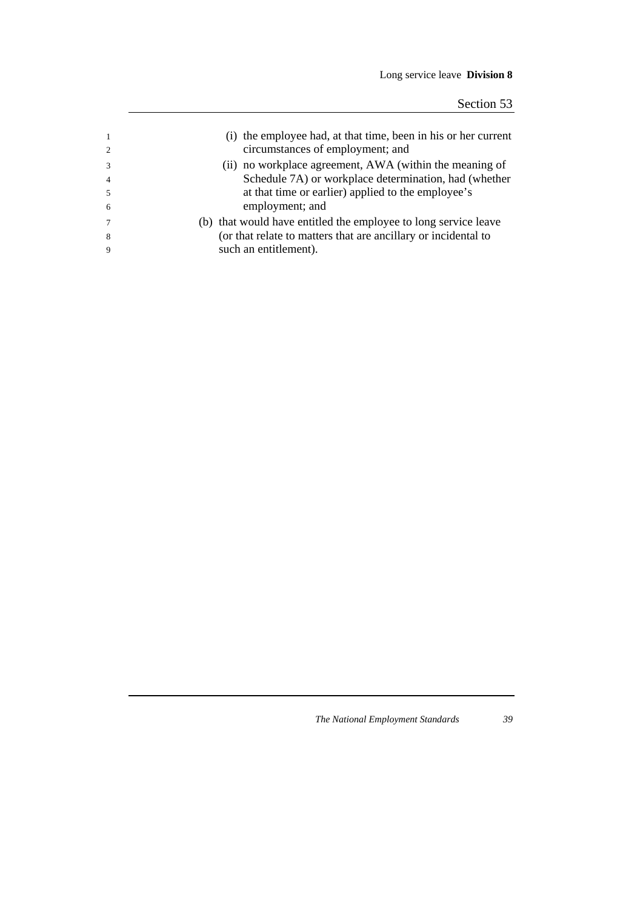(i) the employee had, at that time, been in his or her current circumstances of employment; and

(ii) no workplace agreement, AWA (within the meaning of Schedule 7A) or workplace determination, had (whether at that time or earlier) applied to the employee's employment; and

(b) that would have entitled the employee to long service leave (or that relate to matters that are ancillary or incidental to such an entitlement).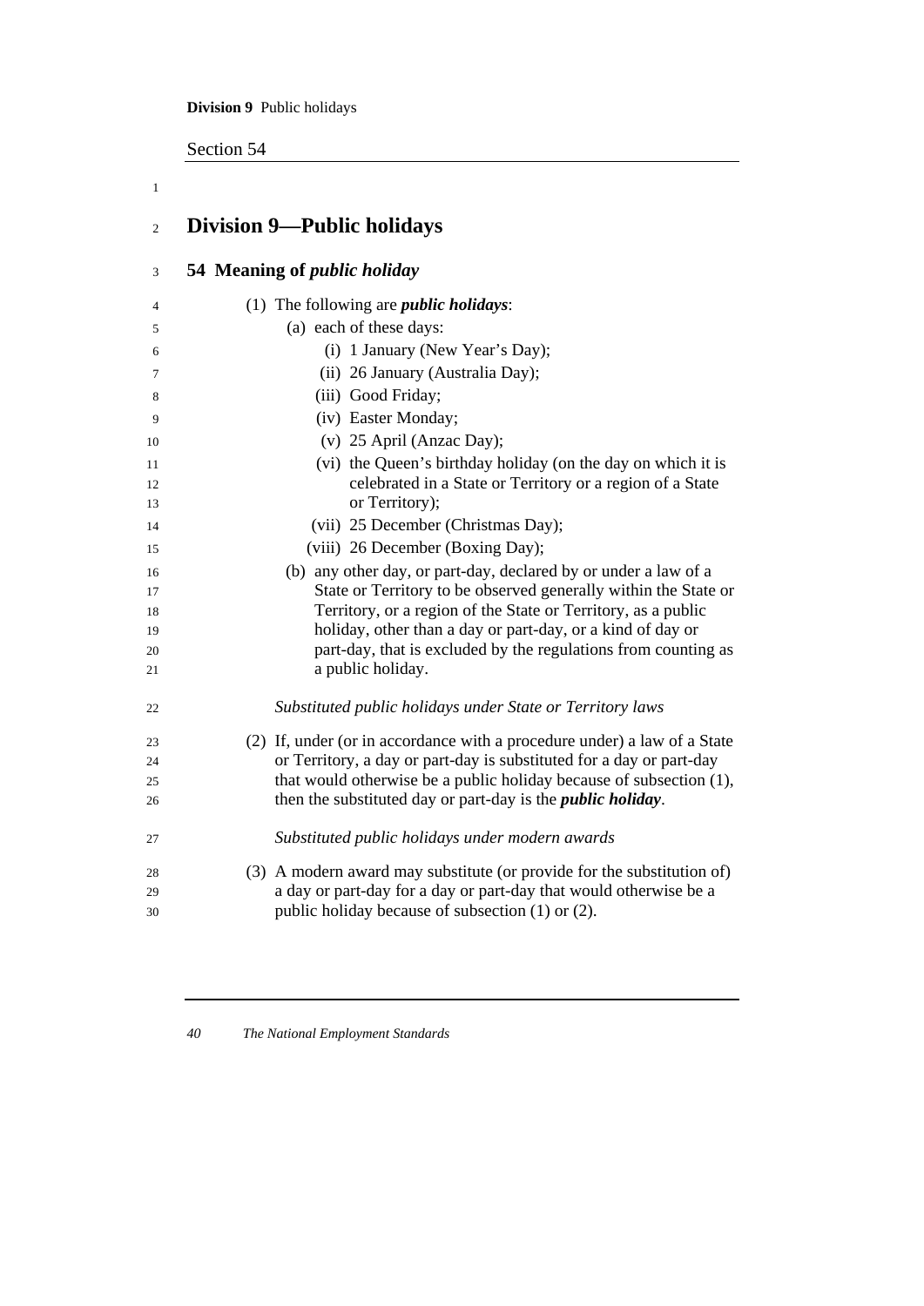## Division 9—Public holidays

### 54 Meaning of *public holiday*

(1) The following are ***public holidays***:

(a) each of these days:

(i) 1 January (New Year's Day);

(ii) 26 January (Australia Day);

(iii) Good Friday;

(iv) Easter Monday;

(v) 25 April (Anzac Day);

(vi) the Queen's birthday holiday (on the day on which it is celebrated in a State or Territory or a region of a State or Territory);

(vii) 25 December (Christmas Day);

(viii) 26 December (Boxing Day);

(b) any other day, or part-day, declared by or under a law of a State or Territory to be observed generally within the State or Territory, or a region of the State or Territory, as a public holiday, other than a day or part-day, or a kind of day or part-day, that is excluded by the regulations from counting as a public holiday.

*Substituted public holidays under State or Territory laws*

(2) If, under (or in accordance with a procedure under) a law of a State or Territory, a day or part-day is substituted for a day or part-day that would otherwise be a public holiday because of subsection (1), then the substituted day or part-day is the ***public holiday***.

*Substituted public holidays under modern awards*

(3) A modern award may substitute (or provide for the substitution of) a day or part-day for a day or part-day that would otherwise be a public holiday because of subsection (1) or (2).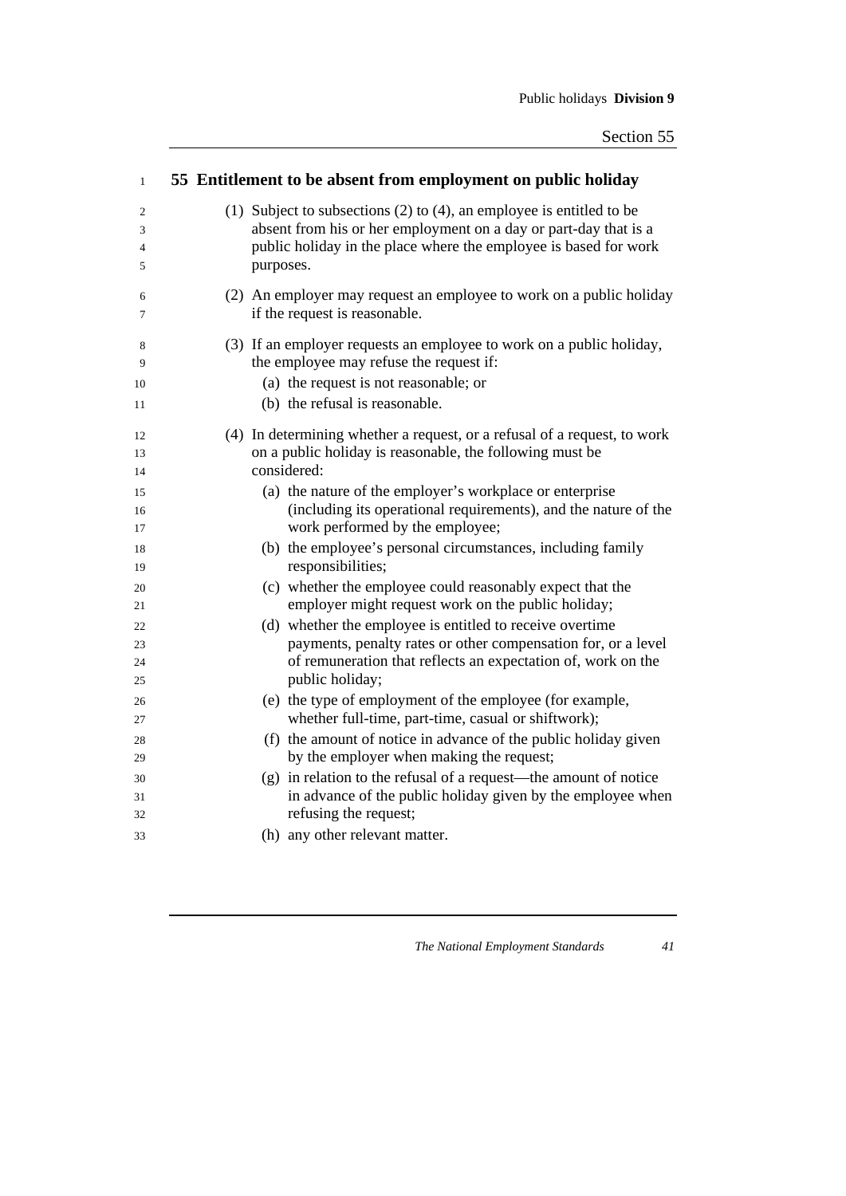## 55 Entitlement to be absent from employment on public holiday

(1) Subject to subsections (2) to (4), an employee is entitled to be absent from his or her employment on a day or part-day that is a public holiday in the place where the employee is based for work purposes.

(2) An employer may request an employee to work on a public holiday if the request is reasonable.

(3) If an employer requests an employee to work on a public holiday, the employee may refuse the request if:

- (a) the request is not reasonable; or
- (b) the refusal is reasonable.

(4) In determining whether a request, or a refusal of a request, to work on a public holiday is reasonable, the following must be considered:

- (a) the nature of the employer's workplace or enterprise (including its operational requirements), and the nature of the work performed by the employee;
- (b) the employee's personal circumstances, including family responsibilities;
- (c) whether the employee could reasonably expect that the employer might request work on the public holiday;
- (d) whether the employee is entitled to receive overtime payments, penalty rates or other compensation for, or a level of remuneration that reflects an expectation of, work on the public holiday;
- (e) the type of employment of the employee (for example, whether full-time, part-time, casual or shiftwork);
- (f) the amount of notice in advance of the public holiday given by the employer when making the request;
- (g) in relation to the refusal of a request—the amount of notice in advance of the public holiday given by the employee when refusing the request;
- (h) any other relevant matter.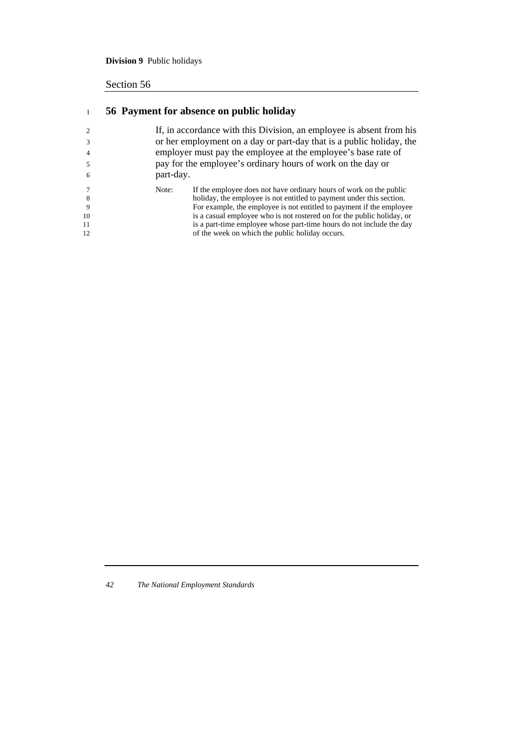## 56 Payment for absence on public holiday

If, in accordance with this Division, an employee is absent from his or her employment on a day or part-day that is a public holiday, the employer must pay the employee at the employee's base rate of pay for the employee's ordinary hours of work on the day or part-day.

Note: If the employee does not have ordinary hours of work on the public holiday, the employee is not entitled to payment under this section. For example, the employee is not entitled to payment if the employee is a casual employee who is not rostered on for the public holiday, or is a part-time employee whose part-time hours do not include the day of the week on which the public holiday occurs.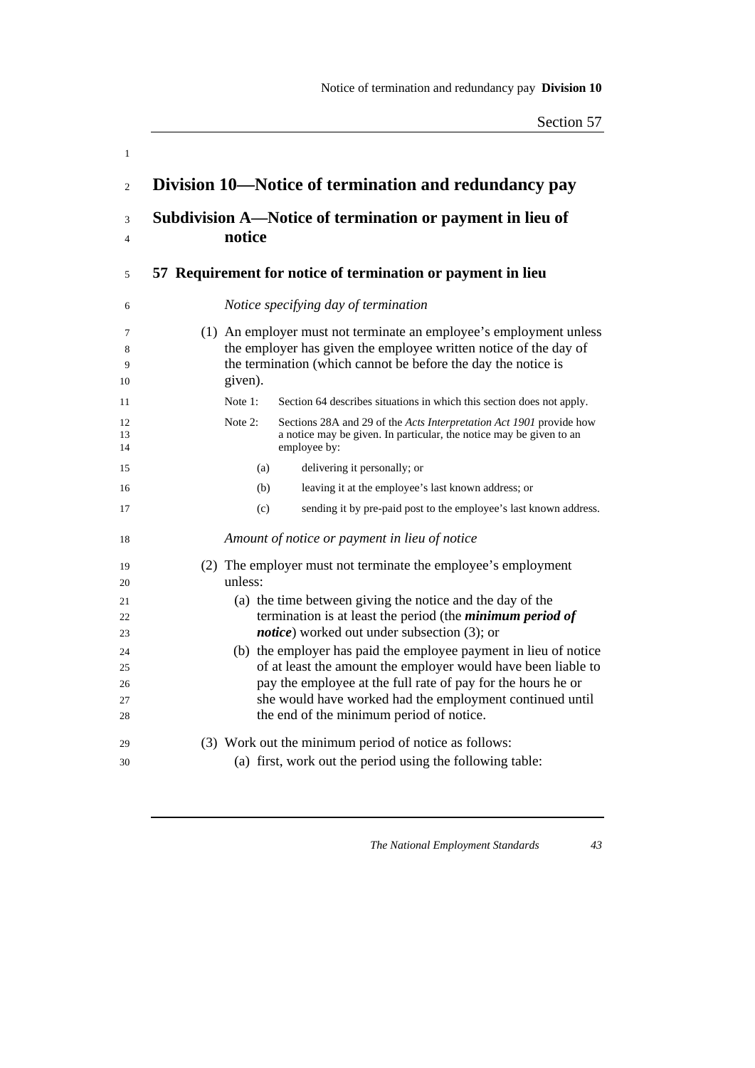## Division 10—Notice of termination and redundancy pay

### Subdivision A—Notice of termination or payment in lieu of notice

#### 57 Requirement for notice of termination or payment in lieu

*Notice specifying day of termination*

(1) An employer must not terminate an employee's employment unless the employer has given the employee written notice of the day of the termination (which cannot be before the day the notice is given).

Note 1: Section 64 describes situations in which this section does not apply.

Note 2: Sections 28A and 29 of the *Acts Interpretation Act 1901* provide how a notice may be given. In particular, the notice may be given to an employee by:

(a) delivering it personally; or

(b) leaving it at the employee's last known address; or

(c) sending it by pre-paid post to the employee's last known address.

*Amount of notice or payment in lieu of notice*

(2) The employer must not terminate the employee's employment unless:

(a) the time between giving the notice and the day of the termination is at least the period (the ***minimum period of notice***) worked out under subsection (3); or

(b) the employer has paid the employee payment in lieu of notice of at least the amount the employer would have been liable to pay the employee at the full rate of pay for the hours he or she would have worked had the employment continued until the end of the minimum period of notice.

(3) Work out the minimum period of notice as follows:

(a) first, work out the period using the following table: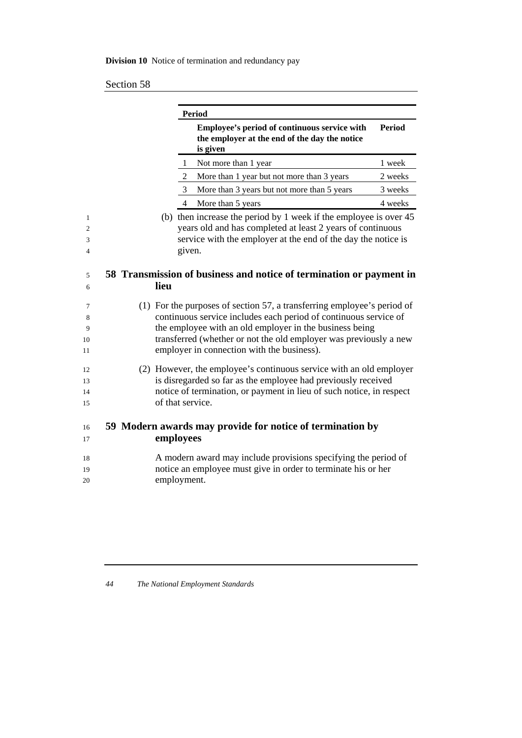| Period | | |
|---|---|---|
| | **Employee's period of continuous service with the employer at the end of the day the notice is given** | **Period** |
| 1 | Not more than 1 year | 1 week |
| 2 | More than 1 year but not more than 3 years | 2 weeks |
| 3 | More than 3 years but not more than 5 years | 3 weeks |
| 4 | More than 5 years | 4 weeks |

(b) then increase the period by 1 week if the employee is over 45 years old and has completed at least 2 years of continuous service with the employer at the end of the day the notice is given.

## 58 Transmission of business and notice of termination or payment in lieu

(1) For the purposes of section 57, a transferring employee's period of continuous service includes each period of continuous service of the employee with an old employer in the business being transferred (whether or not the old employer was previously a new employer in connection with the business).

(2) However, the employee's continuous service with an old employer is disregarded so far as the employee had previously received notice of termination, or payment in lieu of such notice, in respect of that service.

## 59 Modern awards may provide for notice of termination by employees

A modern award may include provisions specifying the period of notice an employee must give in order to terminate his or her employment.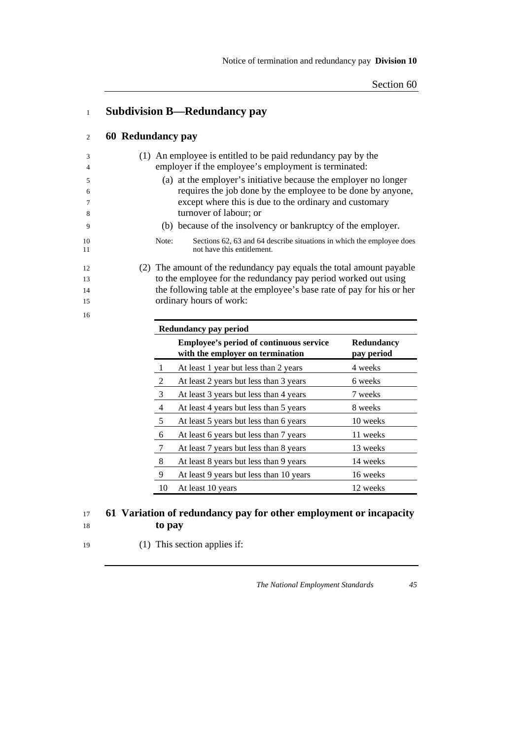## Subdivision B—Redundancy pay

### 60 Redundancy pay

(1) An employee is entitled to be paid redundancy pay by the employer if the employee's employment is terminated:

- (a) at the employer's initiative because the employer no longer requires the job done by the employee to be done by anyone, except where this is due to the ordinary and customary turnover of labour; or
- (b) because of the insolvency or bankruptcy of the employer.

Note: Sections 62, 63 and 64 describe situations in which the employee does not have this entitlement.

(2) The amount of the redundancy pay equals the total amount payable to the employee for the redundancy pay period worked out using the following table at the employee's base rate of pay for his or her ordinary hours of work:

**Redundancy pay period**

| | Employee's period of continuous service with the employer on termination | Redundancy pay period |
|---|---|---|
| 1 | At least 1 year but less than 2 years | 4 weeks |
| 2 | At least 2 years but less than 3 years | 6 weeks |
| 3 | At least 3 years but less than 4 years | 7 weeks |
| 4 | At least 4 years but less than 5 years | 8 weeks |
| 5 | At least 5 years but less than 6 years | 10 weeks |
| 6 | At least 6 years but less than 7 years | 11 weeks |
| 7 | At least 7 years but less than 8 years | 13 weeks |
| 8 | At least 8 years but less than 9 years | 14 weeks |
| 9 | At least 9 years but less than 10 years | 16 weeks |
| 10 | At least 10 years | 12 weeks |

### 61 Variation of redundancy pay for other employment or incapacity to pay

(1) This section applies if: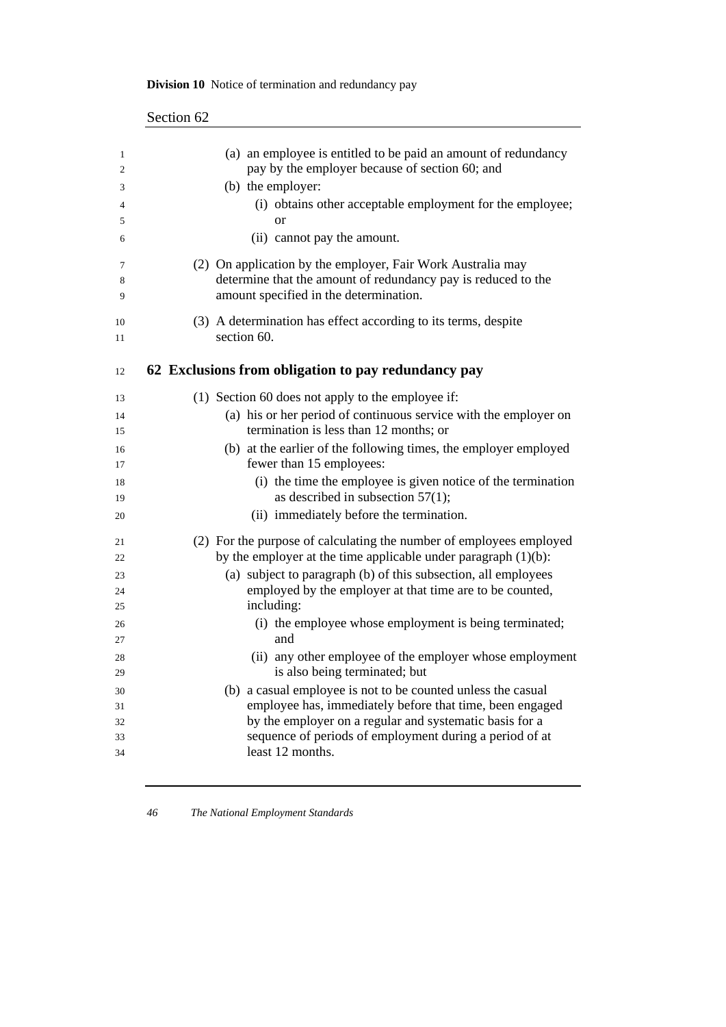(a) an employee is entitled to be paid an amount of redundancy pay by the employer because of section 60; and

(b) the employer:

(i) obtains other acceptable employment for the employee; or

(ii) cannot pay the amount.

(2) On application by the employer, Fair Work Australia may determine that the amount of redundancy pay is reduced to the amount specified in the determination.

(3) A determination has effect according to its terms, despite section 60.

## 62 Exclusions from obligation to pay redundancy pay

(1) Section 60 does not apply to the employee if:

(a) his or her period of continuous service with the employer on termination is less than 12 months; or

(b) at the earlier of the following times, the employer employed fewer than 15 employees:

(i) the time the employee is given notice of the termination as described in subsection 57(1);

(ii) immediately before the termination.

(2) For the purpose of calculating the number of employees employed by the employer at the time applicable under paragraph (1)(b):

(a) subject to paragraph (b) of this subsection, all employees employed by the employer at that time are to be counted, including:

(i) the employee whose employment is being terminated; and

(ii) any other employee of the employer whose employment is also being terminated; but

(b) a casual employee is not to be counted unless the casual employee has, immediately before that time, been engaged by the employer on a regular and systematic basis for a sequence of periods of employment during a period of at least 12 months.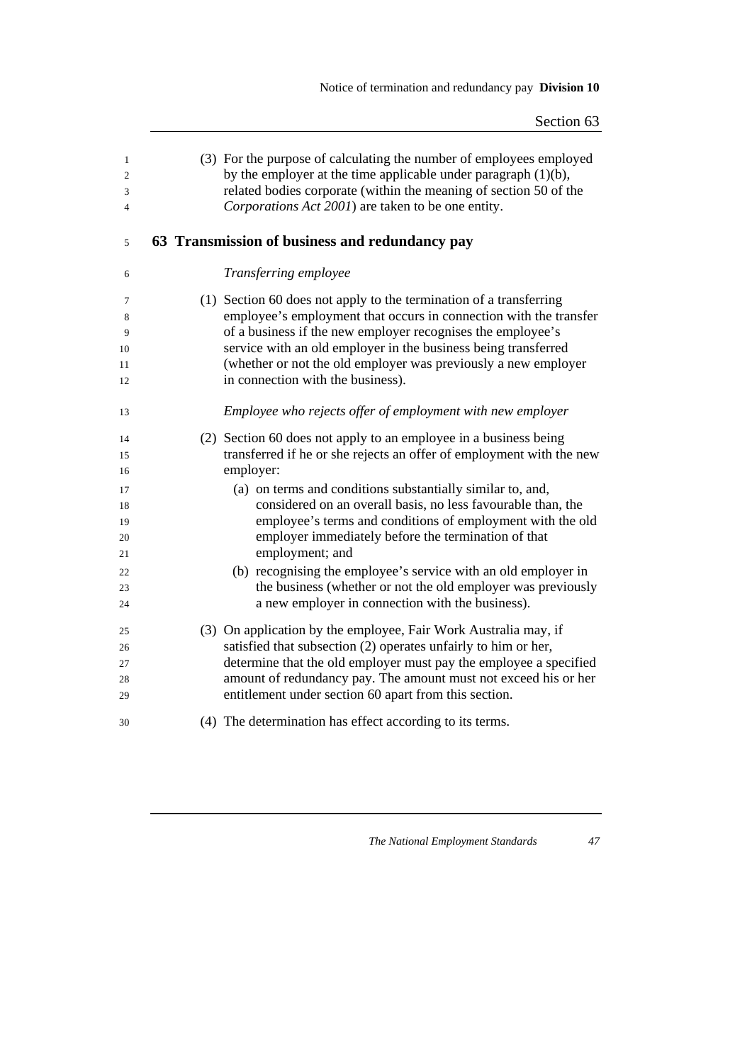(3) For the purpose of calculating the number of employees employed by the employer at the time applicable under paragraph (1)(b), related bodies corporate (within the meaning of section 50 of the *Corporations Act 2001*) are taken to be one entity.

## 63 Transmission of business and redundancy pay

*Transferring employee*

(1) Section 60 does not apply to the termination of a transferring employee's employment that occurs in connection with the transfer of a business if the new employer recognises the employee's service with an old employer in the business being transferred (whether or not the old employer was previously a new employer in connection with the business).

*Employee who rejects offer of employment with new employer*

(2) Section 60 does not apply to an employee in a business being transferred if he or she rejects an offer of employment with the new employer:

(a) on terms and conditions substantially similar to, and, considered on an overall basis, no less favourable than, the employee's terms and conditions of employment with the old employer immediately before the termination of that employment; and

(b) recognising the employee's service with an old employer in the business (whether or not the old employer was previously a new employer in connection with the business).

(3) On application by the employee, Fair Work Australia may, if satisfied that subsection (2) operates unfairly to him or her, determine that the old employer must pay the employee a specified amount of redundancy pay. The amount must not exceed his or her entitlement under section 60 apart from this section.

(4) The determination has effect according to its terms.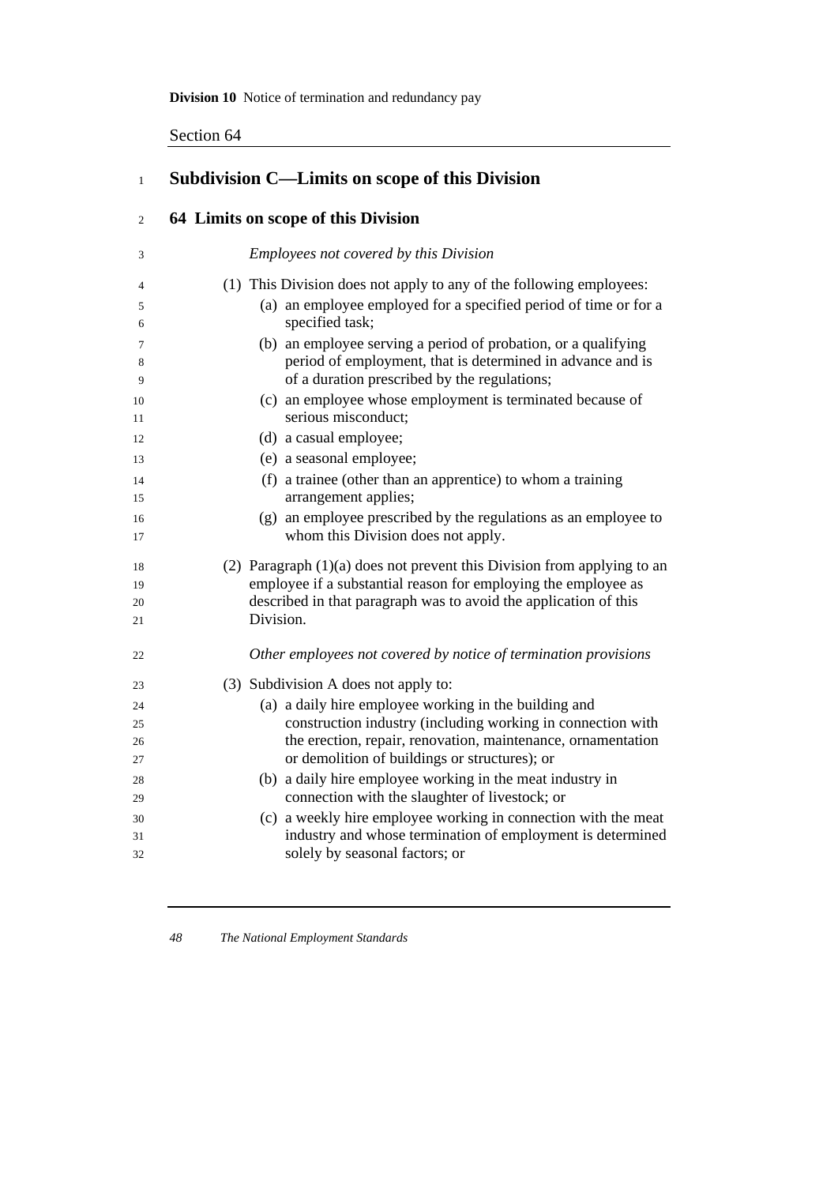## Subdivision C—Limits on scope of this Division

### 64 Limits on scope of this Division

*Employees not covered by this Division*

(1) This Division does not apply to any of the following employees:

- (a) an employee employed for a specified period of time or for a specified task;
- (b) an employee serving a period of probation, or a qualifying period of employment, that is determined in advance and is of a duration prescribed by the regulations;
- (c) an employee whose employment is terminated because of serious misconduct;
- (d) a casual employee;
- (e) a seasonal employee;
- (f) a trainee (other than an apprentice) to whom a training arrangement applies;
- (g) an employee prescribed by the regulations as an employee to whom this Division does not apply.

(2) Paragraph (1)(a) does not prevent this Division from applying to an employee if a substantial reason for employing the employee as described in that paragraph was to avoid the application of this Division.

*Other employees not covered by notice of termination provisions*

(3) Subdivision A does not apply to:

- (a) a daily hire employee working in the building and construction industry (including working in connection with the erection, repair, renovation, maintenance, ornamentation or demolition of buildings or structures); or
- (b) a daily hire employee working in the meat industry in connection with the slaughter of livestock; or
- (c) a weekly hire employee working in connection with the meat industry and whose termination of employment is determined solely by seasonal factors; or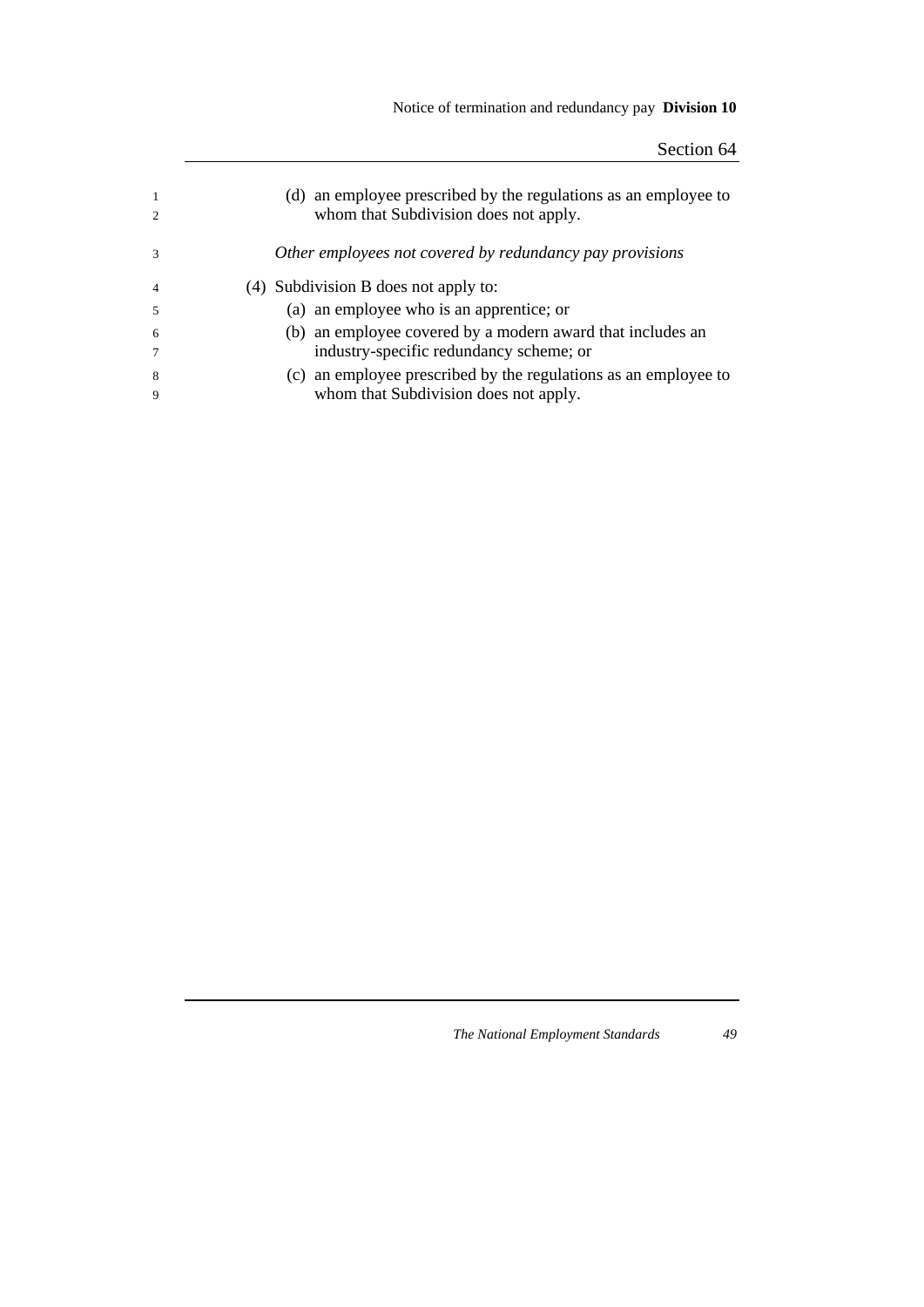(d) an employee prescribed by the regulations as an employee to whom that Subdivision does not apply.

*Other employees not covered by redundancy pay provisions*

(4) Subdivision B does not apply to:

(a) an employee who is an apprentice; or

(b) an employee covered by a modern award that includes an industry-specific redundancy scheme; or

(c) an employee prescribed by the regulations as an employee to whom that Subdivision does not apply.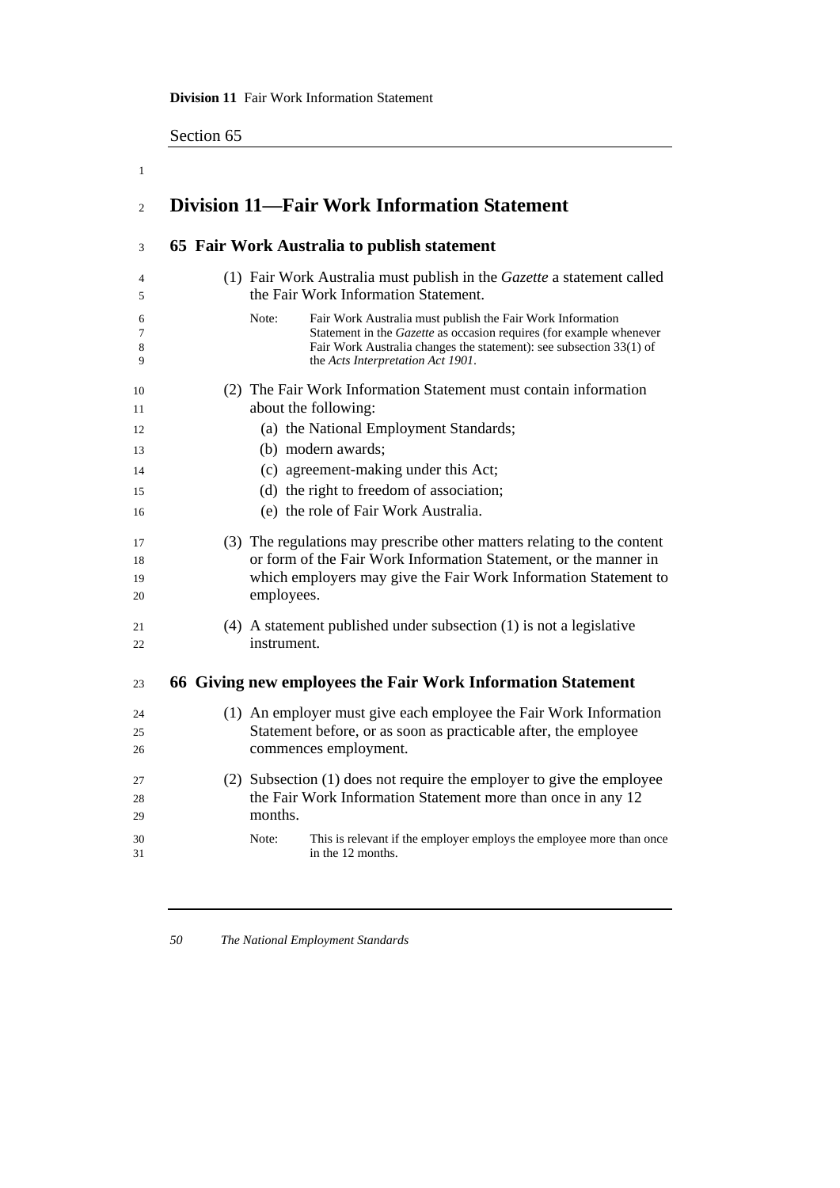## Division 11—Fair Work Information Statement

### 65 Fair Work Australia to publish statement

(1) Fair Work Australia must publish in the *Gazette* a statement called the Fair Work Information Statement.

Note: Fair Work Australia must publish the Fair Work Information Statement in the *Gazette* as occasion requires (for example whenever Fair Work Australia changes the statement): see subsection 33(1) of the *Acts Interpretation Act 1901*.

(2) The Fair Work Information Statement must contain information about the following:

- (a) the National Employment Standards;
- (b) modern awards;
- (c) agreement-making under this Act;
- (d) the right to freedom of association;
- (e) the role of Fair Work Australia.

(3) The regulations may prescribe other matters relating to the content or form of the Fair Work Information Statement, or the manner in which employers may give the Fair Work Information Statement to employees.

(4) A statement published under subsection (1) is not a legislative instrument.

### 66 Giving new employees the Fair Work Information Statement

(1) An employer must give each employee the Fair Work Information Statement before, or as soon as practicable after, the employee commences employment.

(2) Subsection (1) does not require the employer to give the employee the Fair Work Information Statement more than once in any 12 months.

Note: This is relevant if the employer employs the employee more than once in the 12 months.